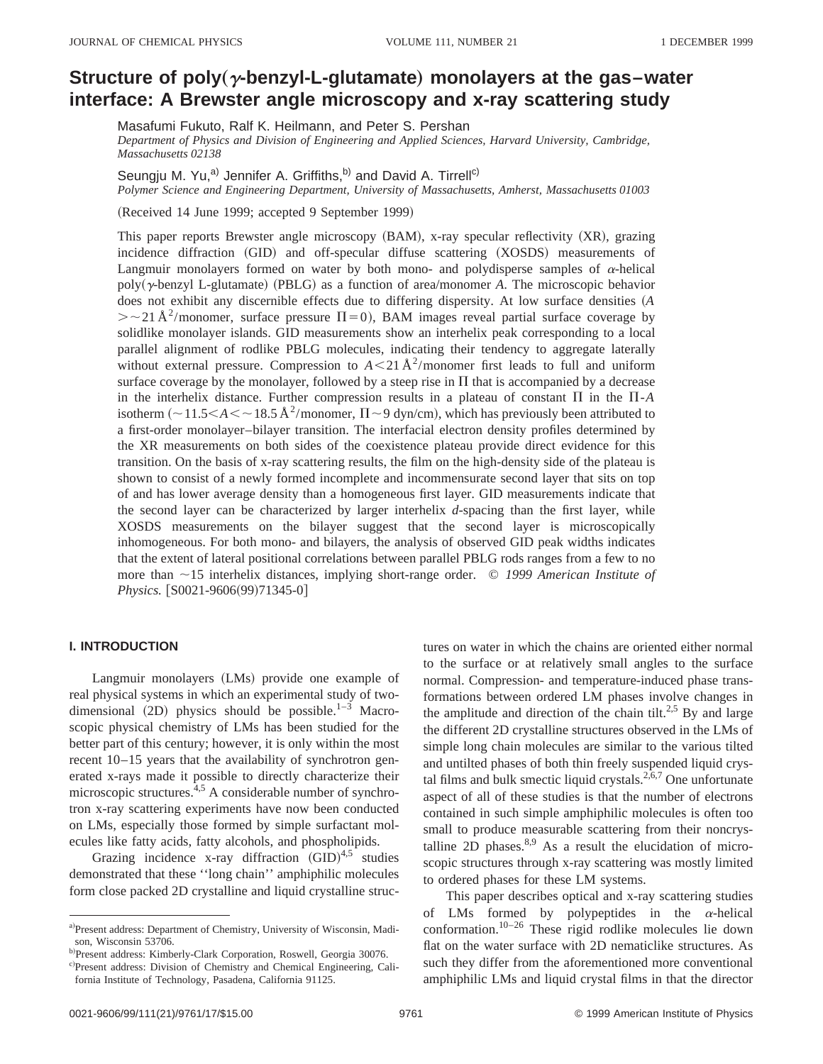# Structure of poly(γ-benzyl-L-glutamate) monolayers at the gas–water interface: A Brewster angle microscopy and x-ray scattering study

Masafumi Fukuto, Ralf K. Heilmann, and Peter S. Pershan

*Department of Physics and Division of Engineering and Applied Sciences, Harvard University, Cambridge, Massachusetts 02138*

Seungju M. Yu,[a] Jennifer A. Griffiths,[b] and David A. Tirrell[c]

*Polymer Science and Engineering Department, University of Massachusetts, Amherst, Massachusetts 01003*

(Received 14 June 1999; accepted 9 September 1999)

This paper reports Brewster angle microscopy (BAM), x-ray specular reflectivity (XR), grazing incidence diffraction (GID) and off-specular diffuse scattering (XOSDS) measurements of Langmuir monolayers formed on water by both mono- and polydisperse samples of α-helical poly(γ-benzyl L-glutamate) (PBLG) as a function of area/monomer *A*. The microscopic behavior does not exhibit any discernible effects due to differing dispersity. At low surface densities ($A > \sim 21\,\text{Å}^2$/monomer, surface pressure $\Pi = 0$), BAM images reveal partial surface coverage by solidlike monolayer islands. GID measurements show an interhelix peak corresponding to a local parallel alignment of rodlike PBLG molecules, indicating their tendency to aggregate laterally without external pressure. Compression to $A < 21\,\text{Å}^2$/monomer first leads to full and uniform surface coverage by the monolayer, followed by a steep rise in Π that is accompanied by a decrease in the interhelix distance. Further compression results in a plateau of constant Π in the Π-*A* isotherm ($\sim 11.5 < A < \sim 18.5\,\text{Å}^2$/monomer, $\Pi \sim 9$ dyn/cm), which has previously been attributed to a first-order monolayer–bilayer transition. The interfacial electron density profiles determined by the XR measurements on both sides of the coexistence plateau provide direct evidence for this transition. On the basis of x-ray scattering results, the film on the high-density side of the plateau is shown to consist of a newly formed incomplete and incommensurate second layer that sits on top of and has lower average density than a homogeneous first layer. GID measurements indicate that the second layer can be characterized by larger interhelix *d*-spacing than the first layer, while XOSDS measurements on the bilayer suggest that the second layer is microscopically inhomogeneous. For both mono- and bilayers, the analysis of observed GID peak widths indicates that the extent of lateral positional correlations between parallel PBLG rods ranges from a few to no more than ~15 interhelix distances, implying short-range order. © *1999 American Institute of Physics.* [S0021-9606(99)71345-0]

## I. INTRODUCTION

Langmuir monolayers (LMs) provide one example of real physical systems in which an experimental study of two-dimensional (2D) physics should be possible.[1–3] Macroscopic physical chemistry of LMs has been studied for the better part of this century; however, it is only within the most recent 10–15 years that the availability of synchrotron generated x-rays made it possible to directly characterize their microscopic structures.[4,5] A considerable number of synchrotron x-ray scattering experiments have now been conducted on LMs, especially those formed by simple surfactant molecules like fatty acids, fatty alcohols, and phospholipids.

Grazing incidence x-ray diffraction (GID)[4,5] studies demonstrated that these ''long chain'' amphiphilic molecules form close packed 2D crystalline and liquid crystalline structures on water in which the chains are oriented either normal to the surface or at relatively small angles to the surface normal. Compression- and temperature-induced phase transformations between ordered LM phases involve changes in the amplitude and direction of the chain tilt.[2,5] By and large the different 2D crystalline structures observed in the LMs of simple long chain molecules are similar to the various tilted and untilted phases of both thin freely suspended liquid crystal films and bulk smectic liquid crystals.[2,6,7] One unfortunate aspect of all of these studies is that the number of electrons contained in such simple amphiphilic molecules is often too small to produce measurable scattering from their noncrystalline 2D phases.[8,9] As a result the elucidation of microscopic structures through x-ray scattering was mostly limited to ordered phases for these LM systems.

This paper describes optical and x-ray scattering studies of LMs formed by polypeptides in the α-helical conformation.[10–26] These rigid rodlike molecules lie down flat on the water surface with 2D nematiclike structures. As such they differ from the aforementioned more conventional amphiphilic LMs and liquid crystal films in that the director

[a]Present address: Department of Chemistry, University of Wisconsin, Madison, Wisconsin 53706.

[b]Present address: Kimberly-Clark Corporation, Roswell, Georgia 30076.

[c]Present address: Division of Chemistry and Chemical Engineering, California Institute of Technology, Pasadena, California 91125.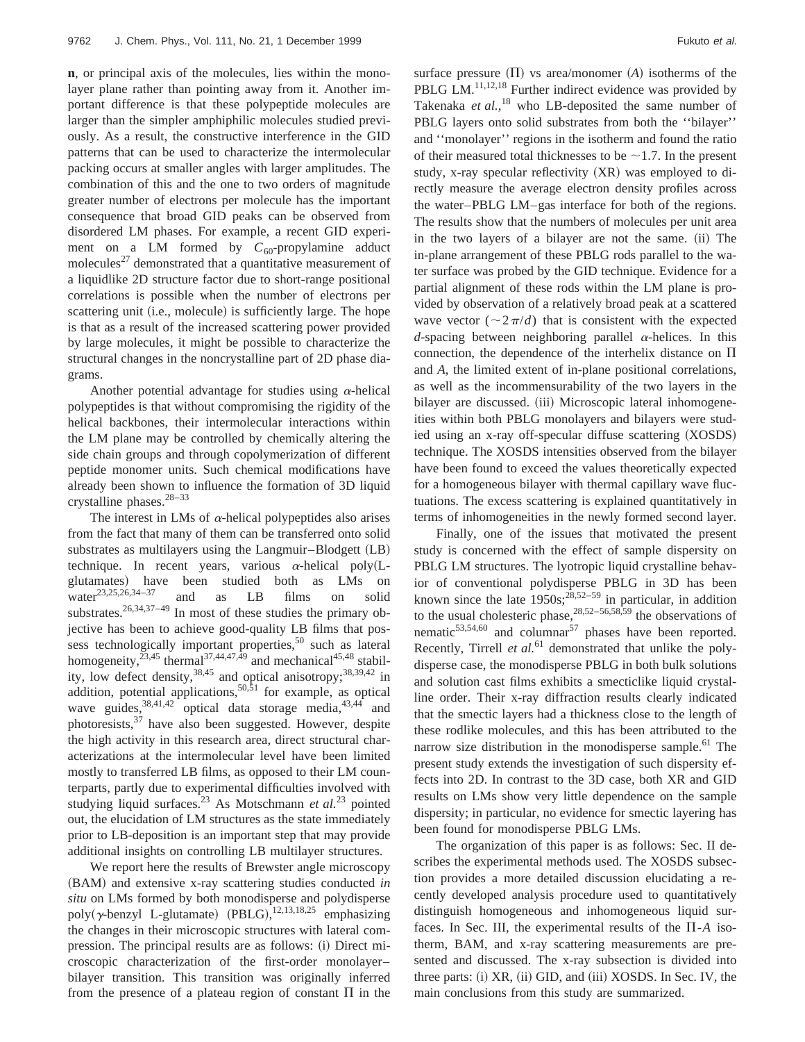**n**, or principal axis of the molecules, lies within the monolayer plane rather than pointing away from it. Another important difference is that these polypeptide molecules are larger than the simpler amphiphilic molecules studied previously. As a result, the constructive interference in the GID patterns that can be used to characterize the intermolecular packing occurs at smaller angles with larger amplitudes. The combination of this and the one to two orders of magnitude greater number of electrons per molecule has the important consequence that broad GID peaks can be observed from disordered LM phases. For example, a recent GID experiment on a LM formed by $C_{60}$-propylamine adduct molecules[27] demonstrated that a quantitative measurement of a liquidlike 2D structure factor due to short-range positional correlations is possible when the number of electrons per scattering unit (i.e., molecule) is sufficiently large. The hope is that as a result of the increased scattering power provided by large molecules, it might be possible to characterize the structural changes in the noncrystalline part of 2D phase diagrams.

Another potential advantage for studies using $\alpha$-helical polypeptides is that without compromising the rigidity of the helical backbones, their intermolecular interactions within the LM plane may be controlled by chemically altering the side chain groups and through copolymerization of different peptide monomer units. Such chemical modifications have already been shown to influence the formation of 3D liquid crystalline phases.[28–33]

The interest in LMs of $\alpha$-helical polypeptides also arises from the fact that many of them can be transferred onto solid substrates as multilayers using the Langmuir–Blodgett (LB) technique. In recent years, various $\alpha$-helical poly(L-glutamates) have been studied both as LMs on water[23,25,26,34–37] and as LB films on solid substrates.[26,34,37–49] In most of these studies the primary objective has been to achieve good-quality LB films that possess technologically important properties,[50] such as lateral homogeneity,[23,45] thermal[37,44,47,49] and mechanical[45,48] stability, low defect density,[38,45] and optical anisotropy;[38,39,42] in addition, potential applications,[50,51] for example, as optical wave guides,[38,41,42] optical data storage media,[43,44] and photoresists,[37] have also been suggested. However, despite the high activity in this research area, direct structural characterizations at the intermolecular level have been limited mostly to transferred LB films, as opposed to their LM counterparts, partly due to experimental difficulties involved with studying liquid surfaces.[23] As Motschmann *et al.*[23] pointed out, the elucidation of LM structures as the state immediately prior to LB-deposition is an important step that may provide additional insights on controlling LB multilayer structures.

We report here the results of Brewster angle microscopy (BAM) and extensive x-ray scattering studies conducted *in situ* on LMs formed by both monodisperse and polydisperse poly($\gamma$-benzyl L-glutamate) (PBLG),[12,13,18,25] emphasizing the changes in their microscopic structures with lateral compression. The principal results are as follows: (i) Direct microscopic characterization of the first-order monolayer–bilayer transition. This transition was originally inferred from the presence of a plateau region of constant $\Pi$ in the surface pressure ($\Pi$) vs area/monomer ($A$) isotherms of the PBLG LM.[11,12,18] Further indirect evidence was provided by Takenaka *et al.*,[18] who LB-deposited the same number of PBLG layers onto solid substrates from both the ''bilayer'' and ''monolayer'' regions in the isotherm and found the ratio of their measured total thicknesses to be $\sim$1.7. In the present study, x-ray specular reflectivity (XR) was employed to directly measure the average electron density profiles across the water–PBLG LM–gas interface for both of the regions. The results show that the numbers of molecules per unit area in the two layers of a bilayer are not the same. (ii) The in-plane arrangement of these PBLG rods parallel to the water surface was probed by the GID technique. Evidence for a partial alignment of these rods within the LM plane is provided by observation of a relatively broad peak at a scattered wave vector ($\sim 2\pi/d$) that is consistent with the expected $d$-spacing between neighboring parallel $\alpha$-helices. In this connection, the dependence of the interhelix distance on $\Pi$ and $A$, the limited extent of in-plane positional correlations, as well as the incommensurability of the two layers in the bilayer are discussed. (iii) Microscopic lateral inhomogeneities within both PBLG monolayers and bilayers were studied using an x-ray off-specular diffuse scattering (XOSDS) technique. The XOSDS intensities observed from the bilayer have been found to exceed the values theoretically expected for a homogeneous bilayer with thermal capillary wave fluctuations. The excess scattering is explained quantitatively in terms of inhomogeneities in the newly formed second layer.

Finally, one of the issues that motivated the present study is concerned with the effect of sample dispersity on PBLG LM structures. The lyotropic liquid crystalline behavior of conventional polydisperse PBLG in 3D has been known since the late 1950s;[28,52–59] in particular, in addition to the usual cholesteric phase,[28,52–56,58,59] the observations of nematic[53,54,60] and columnar[57] phases have been reported. Recently, Tirrell *et al.*[61] demonstrated that unlike the polydisperse case, the monodisperse PBLG in both bulk solutions and solution cast films exhibits a smecticlike liquid crystalline order. Their x-ray diffraction results clearly indicated that the smectic layers had a thickness close to the length of these rodlike molecules, and this has been attributed to the narrow size distribution in the monodisperse sample.[61] The present study extends the investigation of such dispersity effects into 2D. In contrast to the 3D case, both XR and GID results on LMs show very little dependence on the sample dispersity; in particular, no evidence for smectic layering has been found for monodisperse PBLG LMs.

The organization of this paper is as follows: Sec. II describes the experimental methods used. The XOSDS subsection provides a more detailed discussion elucidating a recently developed analysis procedure used to quantitatively distinguish homogeneous and inhomogeneous liquid surfaces. In Sec. III, the experimental results of the $\Pi$-$A$ isotherm, BAM, and x-ray scattering measurements are presented and discussed. The x-ray subsection is divided into three parts: (i) XR, (ii) GID, and (iii) XOSDS. In Sec. IV, the main conclusions from this study are summarized.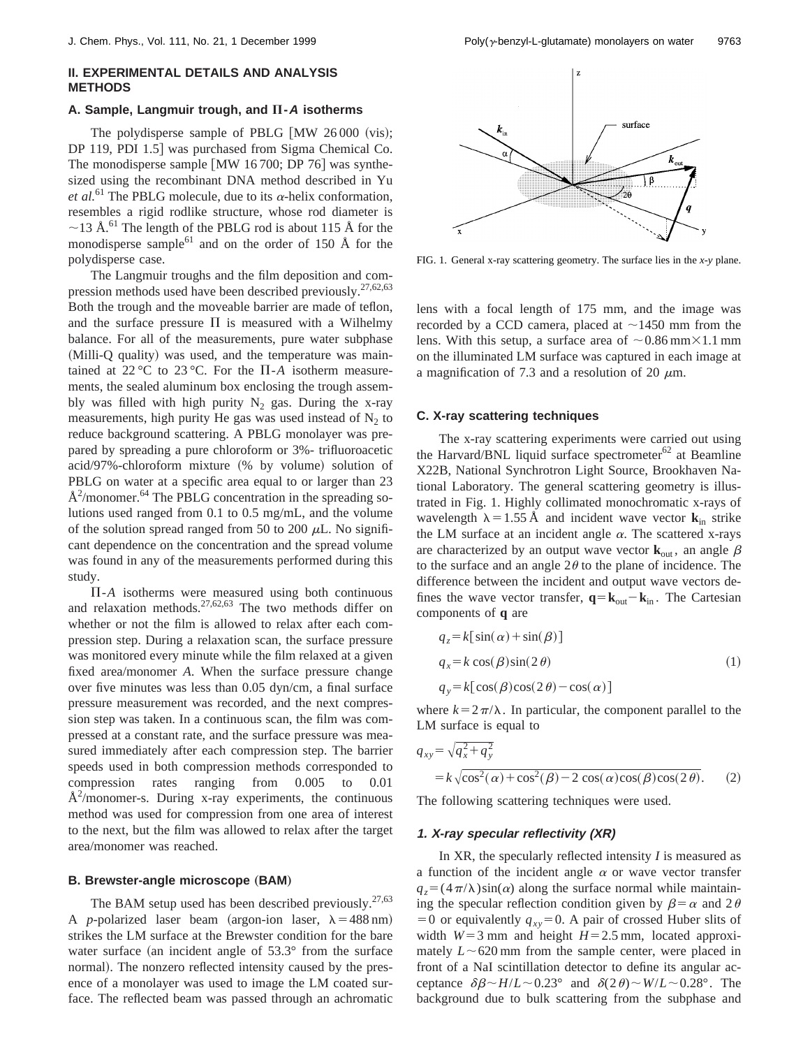## II. EXPERIMENTAL DETAILS AND ANALYSIS METHODS

### A. Sample, Langmuir trough, and Π-*A* isotherms

The polydisperse sample of PBLG [MW 26 000 (vis); DP 119, PDI 1.5] was purchased from Sigma Chemical Co. The monodisperse sample [MW 16 700; DP 76] was synthesized using the recombinant DNA method described in Yu *et al.*[61] The PBLG molecule, due to its $\alpha$-helix conformation, resembles a rigid rodlike structure, whose rod diameter is ~13 Å.[61] The length of the PBLG rod is about 115 Å for the monodisperse sample[61] and on the order of 150 Å for the polydisperse case.

The Langmuir troughs and the film deposition and compression methods used have been described previously.[27,62,63] Both the trough and the moveable barrier are made of teflon, and the surface pressure Π is measured with a Wilhelmy balance. For all of the measurements, pure water subphase (Milli-Q quality) was used, and the temperature was maintained at 22 °C to 23 °C. For the Π-*A* isotherm measurements, the sealed aluminum box enclosing the trough assembly was filled with high purity $N_2$ gas. During the x-ray measurements, high purity He gas was used instead of $N_2$ to reduce background scattering. A PBLG monolayer was prepared by spreading a pure chloroform or 3%- trifluoroacetic acid/97%-chloroform mixture (% by volume) solution of PBLG on water at a specific area equal to or larger than 23 Å$^2$/monomer.[64] The PBLG concentration in the spreading solutions used ranged from 0.1 to 0.5 mg/mL, and the volume of the solution spread ranged from 50 to 200 $\mu$L. No significant dependence on the concentration and the spread volume was found in any of the measurements performed during this study.

Π-*A* isotherms were measured using both continuous and relaxation methods.[27,62,63] The two methods differ on whether or not the film is allowed to relax after each compression step. During a relaxation scan, the surface pressure was monitored every minute while the film relaxed at a given fixed area/monomer *A*. When the surface pressure change over five minutes was less than 0.05 dyn/cm, a final surface pressure measurement was recorded, and the next compression step was taken. In a continuous scan, the film was compressed at a constant rate, and the surface pressure was measured immediately after each compression step. The barrier speeds used in both compression methods corresponded to compression rates ranging from 0.005 to 0.01 Å$^2$/monomer-s. During x-ray experiments, the continuous method was used for compression from one area of interest to the next, but the film was allowed to relax after the target area/monomer was reached.

### B. Brewster-angle microscope (BAM)

The BAM setup used has been described previously.[27,63] A *p*-polarized laser beam (argon-ion laser, $\lambda = 488$ nm) strikes the LM surface at the Brewster condition for the bare water surface (an incident angle of 53.3° from the surface normal). The nonzero reflected intensity caused by the presence of a monolayer was used to image the LM coated surface. The reflected beam was passed through an achromatic lens with a focal length of 175 mm, and the image was recorded by a CCD camera, placed at ~1450 mm from the lens. With this setup, a surface area of ~0.86 mm×1.1 mm on the illuminated LM surface was captured in each image at a magnification of 7.3 and a resolution of 20 $\mu$m.

FIG. 1. General x-ray scattering geometry. The surface lies in the *x*-*y* plane.

### C. X-ray scattering techniques

The x-ray scattering experiments were carried out using the Harvard/BNL liquid surface spectrometer[62] at Beamline X22B, National Synchrotron Light Source, Brookhaven National Laboratory. The general scattering geometry is illustrated in Fig. 1. Highly collimated monochromatic x-rays of wavelength $\lambda = 1.55$ Å and incident wave vector $\mathbf{k}_{\text{in}}$ strike the LM surface at an incident angle $\alpha$. The scattered x-rays are characterized by an output wave vector $\mathbf{k}_{\text{out}}$, an angle $\beta$ to the surface and an angle $2\theta$ to the plane of incidence. The difference between the incident and output wave vectors defines the wave vector transfer, $\mathbf{q} = \mathbf{k}_{\text{out}} - \mathbf{k}_{\text{in}}$. The Cartesian components of $\mathbf{q}$ are

$$
\begin{aligned}
q_z &= k[\sin(\alpha) + \sin(\beta)] \\
q_x &= k\cos(\beta)\sin(2\theta) \\
q_y &= k[\cos(\beta)\cos(2\theta) - \cos(\alpha)]
\end{aligned}
\tag{1}
$$

where $k = 2\pi/\lambda$. In particular, the component parallel to the LM surface is equal to

$$
\begin{aligned}
q_{xy} &= \sqrt{q_x^2 + q_y^2} \\
&= k\sqrt{\cos^2(\alpha) + \cos^2(\beta) - 2\cos(\alpha)\cos(\beta)\cos(2\theta)}.
\end{aligned}
\tag{2}
$$

The following scattering techniques were used.

#### 1. X-ray specular reflectivity (XR)

In XR, the specularly reflected intensity *I* is measured as a function of the incident angle $\alpha$ or wave vector transfer $q_z = (4\pi/\lambda)\sin(\alpha)$ along the surface normal while maintaining the specular reflection condition given by $\beta = \alpha$ and $2\theta = 0$ or equivalently $q_{xy} = 0$. A pair of crossed Huber slits of width $W = 3$ mm and height $H = 2.5$ mm, located approximately $L \sim 620$ mm from the sample center, were placed in front of a NaI scintillation detector to define its angular acceptance $\delta\beta \sim H/L \sim 0.23°$ and $\delta(2\theta) \sim W/L \sim 0.28°$. The background due to bulk scattering from the subphase and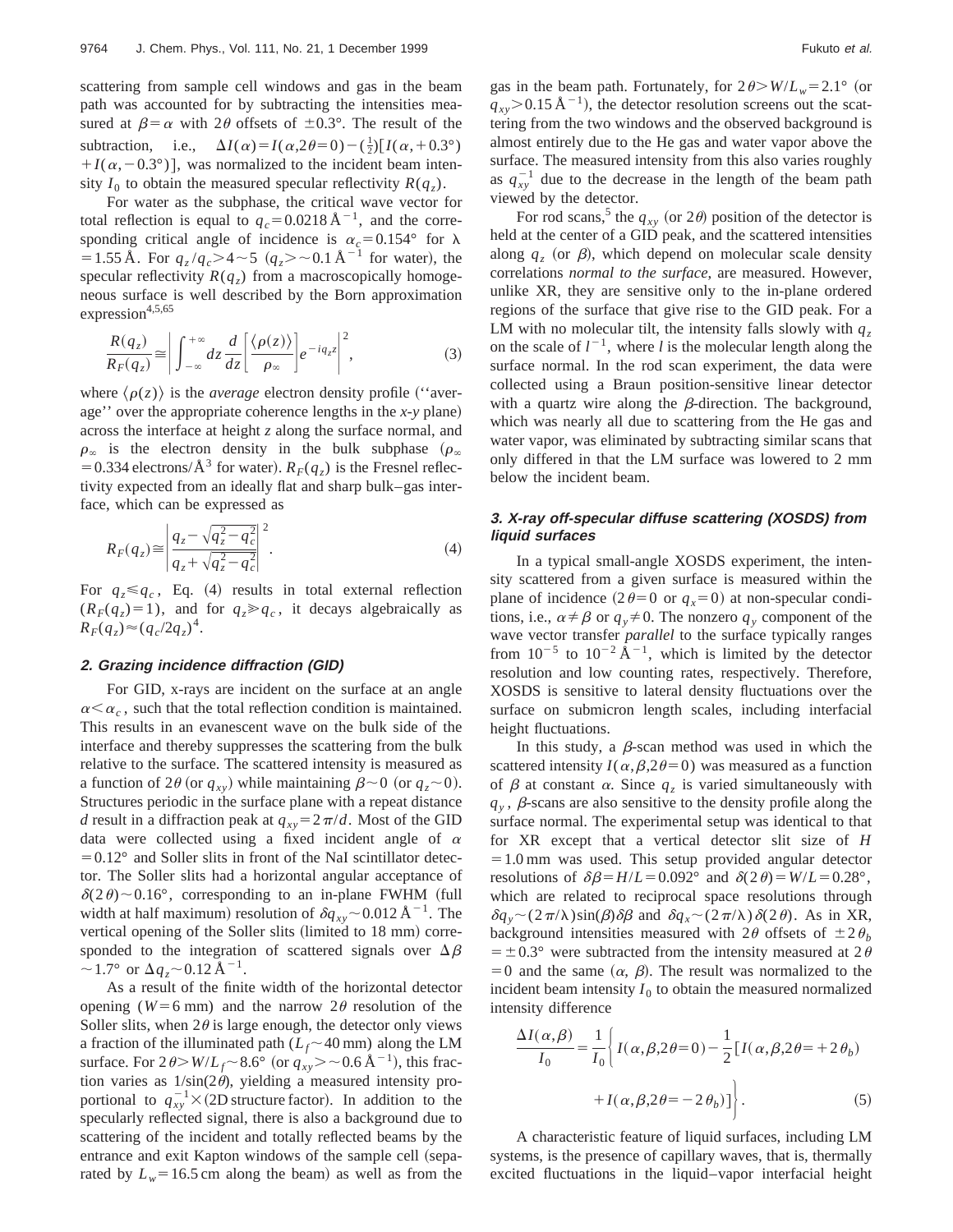scattering from sample cell windows and gas in the beam path was accounted for by subtracting the intensities measured at $\beta=\alpha$ with $2\theta$ offsets of $\pm 0.3°$. The result of the subtraction, i.e., $\Delta I(\alpha)=I(\alpha,2\theta=0)-(\frac{1}{2})[I(\alpha,+0.3°)+I(\alpha,-0.3°)]$, was normalized to the incident beam intensity $I_0$ to obtain the measured specular reflectivity $R(q_z)$.

For water as the subphase, the critical wave vector for total reflection is equal to $q_c=0.0218\,\text{Å}^{-1}$, and the corresponding critical angle of incidence is $\alpha_c=0.154°$ for $\lambda=1.55\,\text{Å}$. For $q_z/q_c>4\sim5$ ($q_z>\sim0.1\,\text{Å}^{-1}$ for water), the specular reflectivity $R(q_z)$ from a macroscopically homogeneous surface is well described by the Born approximation expression[4,5,65]

$$\frac{R(q_z)}{R_F(q_z)}\cong\left|\int_{-\infty}^{+\infty}dz\,\frac{d}{dz}\left[\frac{\langle\rho(z)\rangle}{\rho_\infty}\right]e^{-iq_zz}\right|^2, \tag{3}$$

where $\langle\rho(z)\rangle$ is the *average* electron density profile ("average" over the appropriate coherence lengths in the $x$-$y$ plane) across the interface at height $z$ along the surface normal, and $\rho_\infty$ is the electron density in the bulk subphase ($\rho_\infty=0.334\,\text{electrons/Å}^3$ for water). $R_F(q_z)$ is the Fresnel reflectivity expected from an ideally flat and sharp bulk–gas interface, which can be expressed as

$$R_F(q_z)\cong\left|\frac{q_z-\sqrt{q_z^2-q_c^2}}{q_z+\sqrt{q_z^2-q_c^2}}\right|^2. \tag{4}$$

For $q_z\leqslant q_c$, Eq. (4) results in total external reflection ($R_F(q_z)=1$), and for $q_z\gg q_c$, it decays algebraically as $R_F(q_z)\approx(q_c/2q_z)^4$.

### 2. Grazing incidence diffraction (GID)

For GID, x-rays are incident on the surface at an angle $\alpha<\alpha_c$, such that the total reflection condition is maintained. This results in an evanescent wave on the bulk side of the interface and thereby suppresses the scattering from the bulk relative to the surface. The scattered intensity is measured as a function of $2\theta$ (or $q_{xy}$) while maintaining $\beta\sim0$ (or $q_z\sim0$). Structures periodic in the surface plane with a repeat distance $d$ result in a diffraction peak at $q_{xy}=2\pi/d$. Most of the GID data were collected using a fixed incident angle of $\alpha=0.12°$ and Soller slits in front of the NaI scintillator detector. The Soller slits had a horizontal angular acceptance of $\delta(2\theta)\sim0.16°$, corresponding to an in-plane FWHM (full width at half maximum) resolution of $\delta q_{xy}\sim0.012\,\text{Å}^{-1}$. The vertical opening of the Soller slits (limited to 18 mm) corresponded to the integration of scattered signals over $\Delta\beta\sim1.7°$ or $\Delta q_z\sim0.12\,\text{Å}^{-1}$.

As a result of the finite width of the horizontal detector opening ($W=6$ mm) and the narrow $2\theta$ resolution of the Soller slits, when $2\theta$ is large enough, the detector only views a fraction of the illuminated path ($L_f\sim40$ mm) along the LM surface. For $2\theta>W/L_f\sim8.6°$ (or $q_{xy}>\sim0.6\,\text{Å}^{-1}$), this fraction varies as $1/\sin(2\theta)$, yielding a measured intensity proportional to $q_{xy}^{-1}\times$(2D structure factor). In addition to the specularly reflected signal, there is also a background due to scattering of the incident and totally reflected beams by the entrance and exit Kapton windows of the sample cell (separated by $L_w=16.5$ cm along the beam) as well as from the gas in the beam path. Fortunately, for $2\theta>W/L_w=2.1°$ (or $q_{xy}>0.15\,\text{Å}^{-1}$), the detector resolution screens out the scattering from the two windows and the observed background is almost entirely due to the He gas and water vapor above the surface. The measured intensity from this also varies roughly as $q_{xy}^{-1}$ due to the decrease in the length of the beam path viewed by the detector.

For rod scans,[5] the $q_{xy}$ (or $2\theta$) position of the detector is held at the center of a GID peak, and the scattered intensities along $q_z$ (or $\beta$), which depend on molecular scale density correlations *normal to the surface*, are measured. However, unlike XR, they are sensitive only to the in-plane ordered regions of the surface that give rise to the GID peak. For a LM with no molecular tilt, the intensity falls slowly with $q_z$ on the scale of $l^{-1}$, where $l$ is the molecular length along the surface normal. In the rod scan experiment, the data were collected using a Braun position-sensitive linear detector with a quartz wire along the $\beta$-direction. The background, which was nearly all due to scattering from the He gas and water vapor, was eliminated by subtracting similar scans that only differed in that the LM surface was lowered to 2 mm below the incident beam.

### 3. X-ray off-specular diffuse scattering (XOSDS) from liquid surfaces

In a typical small-angle XOSDS experiment, the intensity scattered from a given surface is measured within the plane of incidence ($2\theta=0$ or $q_x=0$) at non-specular conditions, i.e., $\alpha\neq\beta$ or $q_y\neq0$. The nonzero $q_y$ component of the wave vector transfer *parallel* to the surface typically ranges from $10^{-5}$ to $10^{-2}\,\text{Å}^{-1}$, which is limited by the detector resolution and low counting rates, respectively. Therefore, XOSDS is sensitive to lateral density fluctuations over the surface on submicron length scales, including interfacial height fluctuations.

In this study, a $\beta$-scan method was used in which the scattered intensity $I(\alpha,\beta,2\theta=0)$ was measured as a function of $\beta$ at constant $\alpha$. Since $q_z$ is varied simultaneously with $q_y$, $\beta$-scans are also sensitive to the density profile along the surface normal. The experimental setup was identical to that for XR except that a vertical detector slit size of $H=1.0$ mm was used. This setup provided angular detector resolutions of $\delta\beta=H/L=0.092°$ and $\delta(2\theta)=W/L=0.28°$, which are related to reciprocal space resolutions through $\delta q_y\sim(2\pi/\lambda)\sin(\beta)\delta\beta$ and $\delta q_x\sim(2\pi/\lambda)\delta(2\theta)$. As in XR, background intensities measured with $2\theta$ offsets of $\pm2\theta_b=\pm0.3°$ were subtracted from the intensity measured at $2\theta=0$ and the same $(\alpha,\beta)$. The result was normalized to the incident beam intensity $I_0$ to obtain the measured normalized intensity difference

$$\frac{\Delta I(\alpha,\beta)}{I_0}=\frac{1}{I_0}\left\{I(\alpha,\beta,2\theta=0)-\frac{1}{2}[I(\alpha,\beta,2\theta=+2\theta_b)+I(\alpha,\beta,2\theta=-2\theta_b)]\right\}. \tag{5}$$

A characteristic feature of liquid surfaces, including LM systems, is the presence of capillary waves, that is, thermally excited fluctuations in the liquid–vapor interfacial height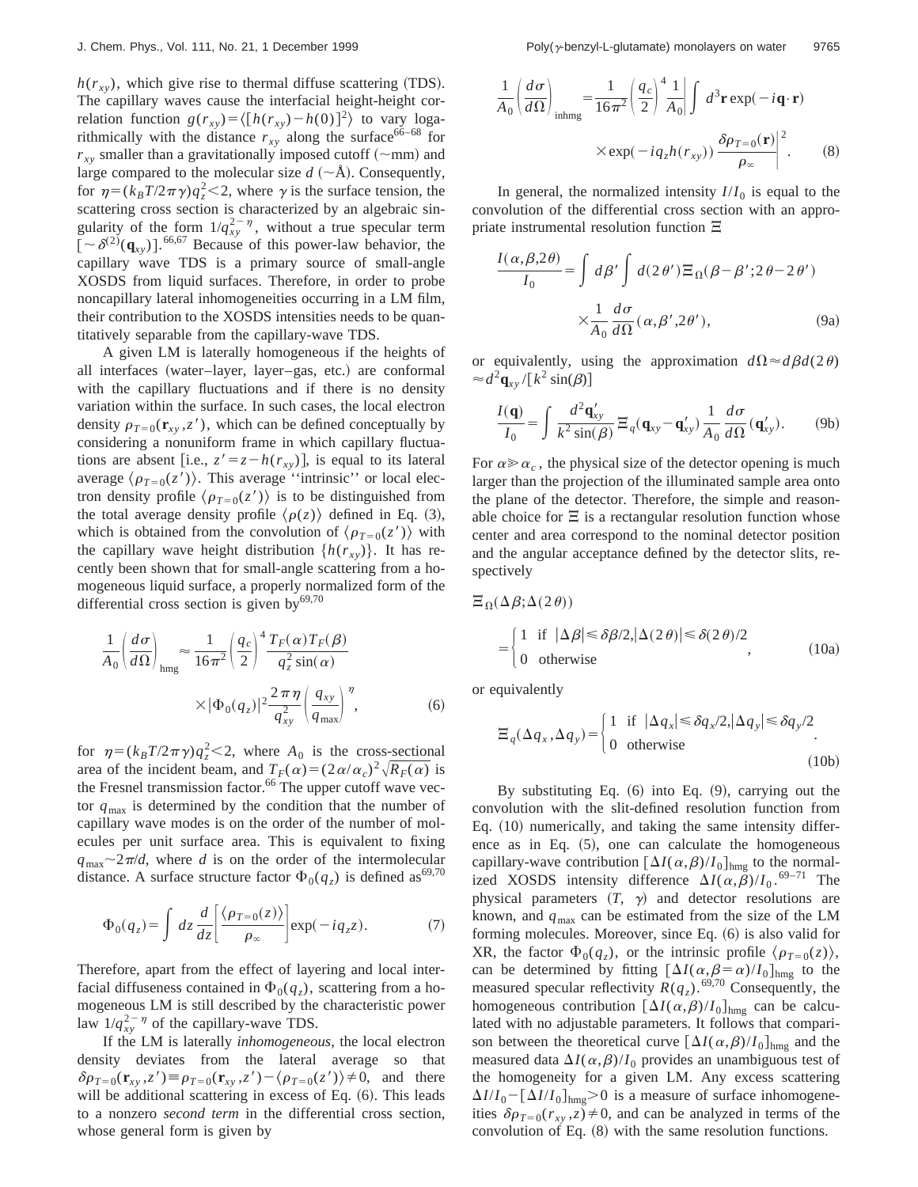$h(r_{xy})$, which give rise to thermal diffuse scattering (TDS). The capillary waves cause the interfacial height-height correlation function $g(r_{xy}) = \langle [h(r_{xy}) - h(0)]^2 \rangle$ to vary logarithmically with the distance $r_{xy}$ along the surface[66–68] for $r_{xy}$ smaller than a gravitationally imposed cutoff (~mm) and large compared to the molecular size $d$ (~Å). Consequently, for $\eta = (k_B T/2\pi\gamma) q_z^2 < 2$, where $\gamma$ is the surface tension, the scattering cross section is characterized by an algebraic singularity of the form $1/q_{xy}^{2-\eta}$, without a true specular term $[\sim \delta^{(2)}(\mathbf{q}_{xy})]$.[66,67] Because of this power-law behavior, the capillary wave TDS is a primary source of small-angle XOSDS from liquid surfaces. Therefore, in order to probe noncapillary lateral inhomogeneities occurring in a LM film, their contribution to the XOSDS intensities needs to be quantitatively separable from the capillary-wave TDS.

A given LM is laterally homogeneous if the heights of all interfaces (water–layer, layer–gas, etc.) are conformal with the capillary fluctuations and if there is no density variation within the surface. In such cases, the local electron density $\rho_{T=0}(\mathbf{r}_{xy}, z')$, which can be defined conceptually by considering a nonuniform frame in which capillary fluctuations are absent [i.e., $z' = z - h(r_{xy})$], is equal to its lateral average $\langle \rho_{T=0}(z') \rangle$. This average "intrinsic" or local electron density profile $\langle \rho_{T=0}(z') \rangle$ is to be distinguished from the total average density profile $\langle \rho(z) \rangle$ defined in Eq. (3), which is obtained from the convolution of $\langle \rho_{T=0}(z') \rangle$ with the capillary wave height distribution $\{h(r_{xy})\}$. It has recently been shown that for small-angle scattering from a homogeneous liquid surface, a properly normalized form of the differential cross section is given by[69,70]

$$\frac{1}{A_0}\left(\frac{d\sigma}{d\Omega}\right)_{\text{hmg}} \approx \frac{1}{16\pi^2}\left(\frac{q_c}{2}\right)^4 \frac{T_F(\alpha) T_F(\beta)}{q_z^2 \sin(\alpha)} \times |\Phi_0(q_z)|^2 \frac{2\pi\eta}{q_{xy}^2}\left(\frac{q_{xy}}{q_{\max}}\right)^{\eta}, \tag{6}$$

for $\eta = (k_B T/2\pi\gamma) q_z^2 < 2$, where $A_0$ is the cross-sectional area of the incident beam, and $T_F(\alpha) = (2\alpha/\alpha_c)^2 \sqrt{R_F(\alpha)}$ is the Fresnel transmission factor.[66] The upper cutoff wave vector $q_{\max}$ is determined by the condition that the number of capillary wave modes is on the order of the number of molecules per unit surface area. This is equivalent to fixing $q_{\max} \sim 2\pi/d$, where $d$ is on the order of the intermolecular distance. A surface structure factor $\Phi_0(q_z)$ is defined as[69,70]

$$\Phi_0(q_z) = \int dz \frac{d}{dz}\left[\frac{\langle \rho_{T=0}(z) \rangle}{\rho_\infty}\right] \exp(-iq_z z). \tag{7}$$

Therefore, apart from the effect of layering and local interfacial diffuseness contained in $\Phi_0(q_z)$, scattering from a homogeneous LM is still described by the characteristic power law $1/q_{xy}^{2-\eta}$ of the capillary-wave TDS.

If the LM is laterally *inhomogeneous*, the local electron density deviates from the lateral average so that $\delta\rho_{T=0}(\mathbf{r}_{xy}, z') \equiv \rho_{T=0}(\mathbf{r}_{xy}, z') - \langle \rho_{T=0}(z') \rangle \neq 0$, and there will be additional scattering in excess of Eq. (6). This leads to a nonzero *second term* in the differential cross section, whose general form is given by

$$\frac{1}{A_0}\left(\frac{d\sigma}{d\Omega}\right)_{\text{inhmg}} = \frac{1}{16\pi^2}\left(\frac{q_c}{2}\right)^4 \frac{1}{A_0}\left| \int d^3\mathbf{r} \exp(-i\mathbf{q}\cdot\mathbf{r}) \times \exp(-iq_z h(r_{xy})) \frac{\delta\rho_{T=0}(\mathbf{r})}{\rho_\infty}\right|^2. \tag{8}$$

In general, the normalized intensity $I/I_0$ is equal to the convolution of the differential cross section with an appropriate instrumental resolution function $\Xi$

$$\frac{I(\alpha,\beta,2\theta)}{I_0} = \int d\beta' \int d(2\theta') \Xi_\Omega(\beta-\beta'; 2\theta - 2\theta') \times \frac{1}{A_0}\frac{d\sigma}{d\Omega}(\alpha, \beta', 2\theta'), \tag{9a}$$

or equivalently, using the approximation $d\Omega \approx d\beta d(2\theta) \approx d^2\mathbf{q}_{xy}/[k^2 \sin(\beta)]$

$$\frac{I(\mathbf{q})}{I_0} = \int \frac{d^2\mathbf{q}'_{xy}}{k^2 \sin(\beta)} \Xi_q(\mathbf{q}_{xy} - \mathbf{q}'_{xy}) \frac{1}{A_0}\frac{d\sigma}{d\Omega}(\mathbf{q}'_{xy}). \tag{9b}$$

For $\alpha \gg \alpha_c$, the physical size of the detector opening is much larger than the projection of the illuminated sample area onto the plane of the detector. Therefore, the simple and reasonable choice for $\Xi$ is a rectangular resolution function whose center and area correspond to the nominal detector position and the angular acceptance defined by the detector slits, respectively

$$\Xi_\Omega(\Delta\beta; \Delta(2\theta)) = \begin{cases} 1 & \text{if } |\Delta\beta| \leq \delta\beta/2, |\Delta(2\theta)| \leq \delta(2\theta)/2 \\ 0 & \text{otherwise} \end{cases}, \tag{10a}$$

or equivalently

$$\Xi_q(\Delta q_x, \Delta q_y) = \begin{cases} 1 & \text{if } |\Delta q_x| \leq \delta q_x/2, |\Delta q_y| \leq \delta q_y/2 \\ 0 & \text{otherwise} \end{cases}. \tag{10b}$$

By substituting Eq. (6) into Eq. (9), carrying out the convolution with the slit-defined resolution function from Eq. (10) numerically, and taking the same intensity difference as in Eq. (5), one can calculate the homogeneous capillary-wave contribution $[\Delta I(\alpha,\beta)/I_0]_{\text{hmg}}$ to the normalized XOSDS intensity difference $\Delta I(\alpha,\beta)/I_0$.[69–71] The physical parameters ($T$, $\gamma$) and detector resolutions are known, and $q_{\max}$ can be estimated from the size of the LM forming molecules. Moreover, since Eq. (6) is also valid for XR, the factor $\Phi_0(q_z)$, or the intrinsic profile $\langle \rho_{T=0}(z) \rangle$, can be determined by fitting $[\Delta I(\alpha, \beta = \alpha)/I_0]_{\text{hmg}}$ to the measured specular reflectivity $R(q_z)$.[69,70] Consequently, the homogeneous contribution $[\Delta I(\alpha,\beta)/I_0]_{\text{hmg}}$ can be calculated with no adjustable parameters. It follows that comparison between the theoretical curve $[\Delta I(\alpha,\beta)/I_0]_{\text{hmg}}$ and the measured data $\Delta I(\alpha,\beta)/I_0$ provides an unambiguous test of the homogeneity for a given LM. Any excess scattering $\Delta I/I_0 - [\Delta I/I_0]_{\text{hmg}} > 0$ is a measure of surface inhomogeneities $\delta\rho_{T=0}(r_{xy}, z) \neq 0$, and can be analyzed in terms of the convolution of Eq. (8) with the same resolution functions.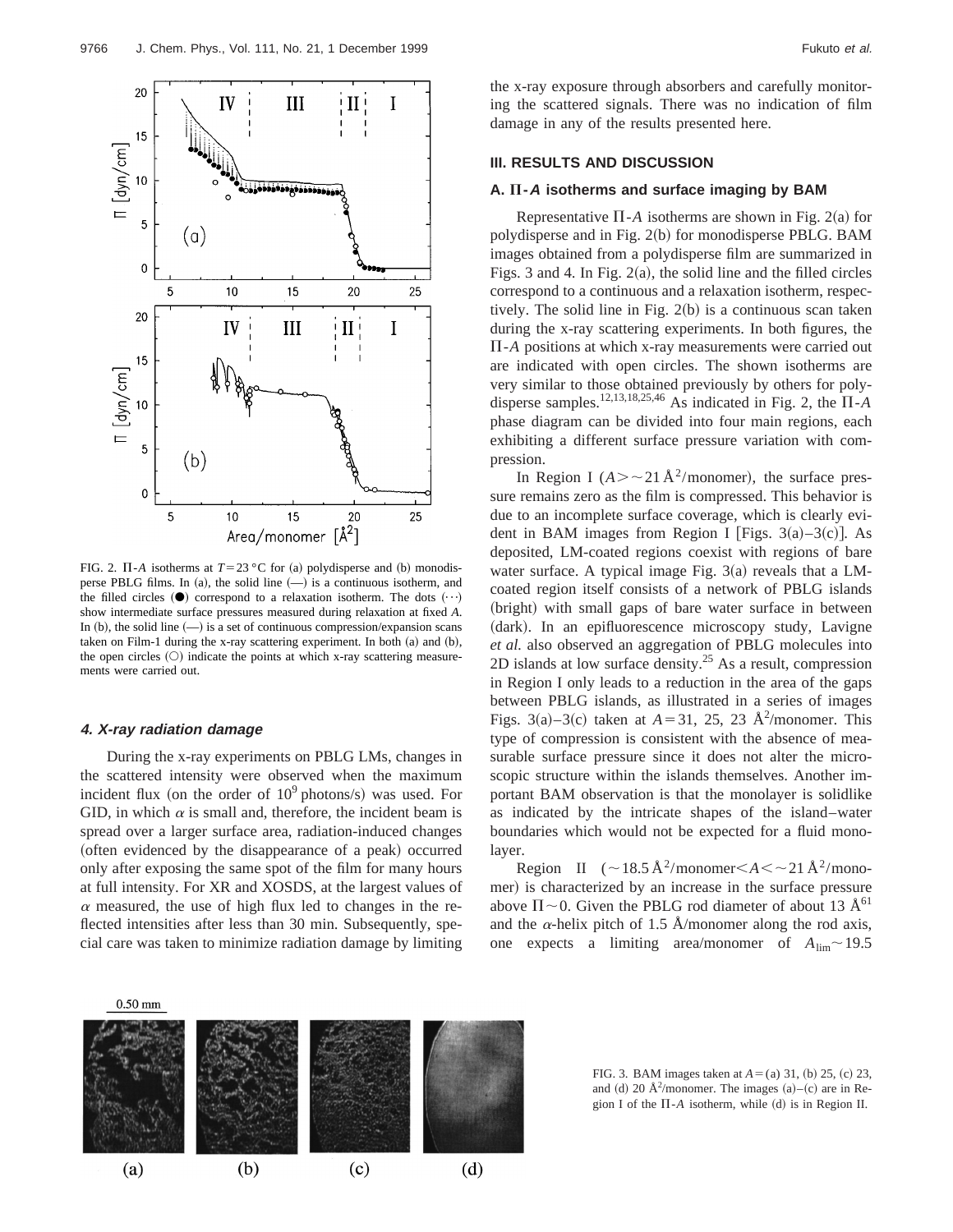FIG. 2. Π-*A* isotherms at $T = 23\,°C$ for (a) polydisperse and (b) monodisperse PBLG films. In (a), the solid line (—) is a continuous isotherm, and the filled circles (●) correspond to a relaxation isotherm. The dots (···) show intermediate surface pressures measured during relaxation at fixed *A*. In (b), the solid line (—) is a set of continuous compression/expansion scans taken on Film-1 during the x-ray scattering experiment. In both (a) and (b), the open circles (○) indicate the points at which x-ray scattering measurements were carried out.

#### 4. X-ray radiation damage

During the x-ray experiments on PBLG LMs, changes in the scattered intensity were observed when the maximum incident flux (on the order of $10^9$ photons/s) was used. For GID, in which $\alpha$ is small and, therefore, the incident beam is spread over a larger surface area, radiation-induced changes (often evidenced by the disappearance of a peak) occurred only after exposing the same spot of the film for many hours at full intensity. For XR and XOSDS, at the largest values of $\alpha$ measured, the use of high flux led to changes in the reflected intensities after less than 30 min. Subsequently, special care was taken to minimize radiation damage by limiting the x-ray exposure through absorbers and carefully monitoring the scattered signals. There was no indication of film damage in any of the results presented here.

## III. RESULTS AND DISCUSSION

### A. Π-*A* isotherms and surface imaging by BAM

Representative Π-*A* isotherms are shown in Fig. 2(a) for polydisperse and in Fig. 2(b) for monodisperse PBLG. BAM images obtained from a polydisperse film are summarized in Figs. 3 and 4. In Fig. 2(a), the solid line and the filled circles correspond to a continuous and a relaxation isotherm, respectively. The solid line in Fig. 2(b) is a continuous scan taken during the x-ray scattering experiments. In both figures, the Π-*A* positions at which x-ray measurements were carried out are indicated with open circles. The shown isotherms are very similar to those obtained previously by others for polydisperse samples.[12,13,18,25,46] As indicated in Fig. 2, the Π-*A* phase diagram can be divided into four main regions, each exhibiting a different surface pressure variation with compression.

In Region I ($A > \sim 21\,Å^2$/monomer), the surface pressure remains zero as the film is compressed. This behavior is due to an incomplete surface coverage, which is clearly evident in BAM images from Region I [Figs. 3(a)–3(c)]. As deposited, LM-coated regions coexist with regions of bare water surface. A typical image Fig. 3(a) reveals that a LM-coated region itself consists of a network of PBLG islands (bright) with small gaps of bare water surface in between (dark). In an epifluorescence microscopy study, Lavigne *et al.* also observed an aggregation of PBLG molecules into 2D islands at low surface density.[25] As a result, compression in Region I only leads to a reduction in the area of the gaps between PBLG islands, as illustrated in a series of images Figs. 3(a)–3(c) taken at $A = 31$, 25, 23 $Å^2$/monomer. This type of compression is consistent with the absence of measurable surface pressure since it does not alter the microscopic structure within the islands themselves. Another important BAM observation is that the monolayer is solidlike as indicated by the intricate shapes of the island–water boundaries which would not be expected for a fluid monolayer.

Region II ($\sim 18.5\,Å^2/\text{monomer} < A < \sim 21\,Å^2$/monomer) is characterized by an increase in the surface pressure above $\Pi \sim 0$. Given the PBLG rod diameter of about 13 Å[61] and the $\alpha$-helix pitch of 1.5 Å/monomer along the rod axis, one expects a limiting area/monomer of $A_{\text{lim}} \sim 19.5$

FIG. 3. BAM images taken at $A =$ (a) 31, (b) 25, (c) 23, and (d) 20 $Å^2$/monomer. The images (a)–(c) are in Region I of the Π-*A* isotherm, while (d) is in Region II.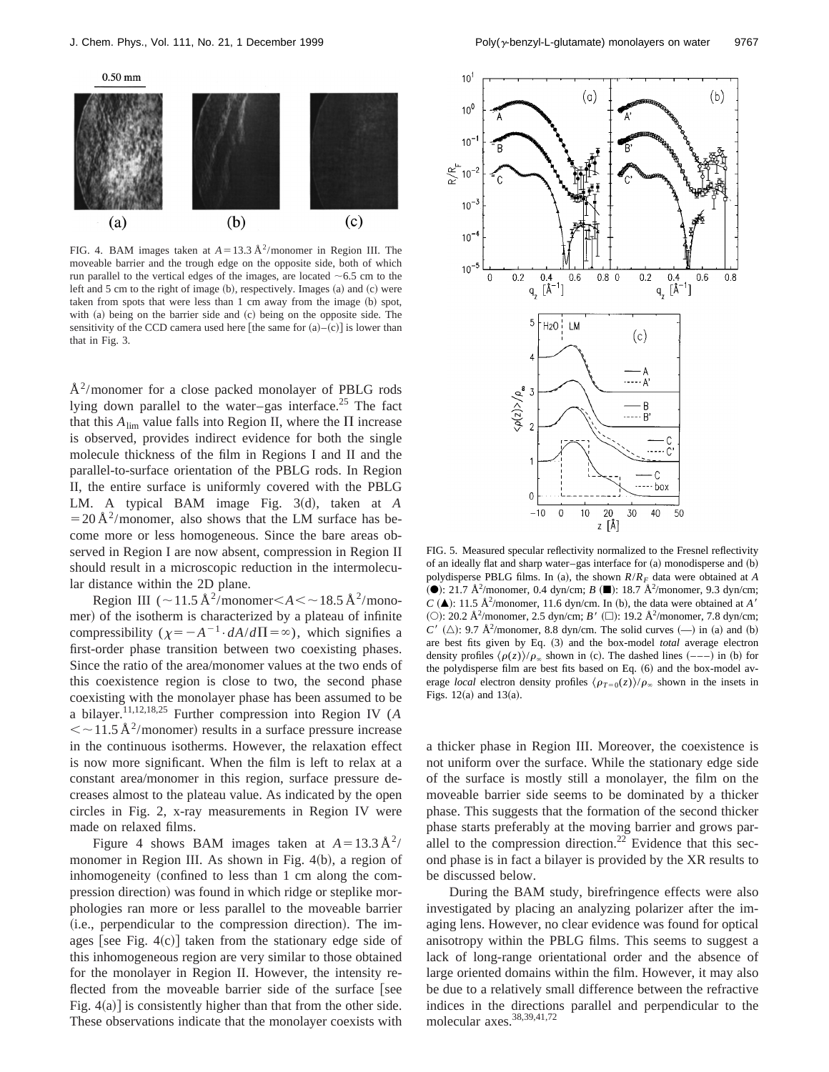FIG. 4. BAM images taken at $A = 13.3$ Å$^2$/monomer in Region III. The moveable barrier and the trough edge on the opposite side, both of which run parallel to the vertical edges of the images, are located ~6.5 cm to the left and 5 cm to the right of image (b), respectively. Images (a) and (c) were taken from spots that were less than 1 cm away from the image (b) spot, with (a) being on the barrier side and (c) being on the opposite side. The sensitivity of the CCD camera used here [the same for (a)–(c)] is lower than that in Fig. 3.

Å$^2$/monomer for a close packed monolayer of PBLG rods lying down parallel to the water–gas interface.[25] The fact that this $A_{\lim}$ value falls into Region II, where the $\Pi$ increase is observed, provides indirect evidence for both the single molecule thickness of the film in Regions I and II and the parallel-to-surface orientation of the PBLG rods. In Region II, the entire surface is uniformly covered with the PBLG LM. A typical BAM image Fig. 3(d), taken at $A = 20$ Å$^2$/monomer, also shows that the LM surface has become more or less homogeneous. Since the bare areas observed in Region I are now absent, compression in Region II should result in a microscopic reduction in the intermolecular distance within the 2D plane.

Region III (~11.5 Å$^2$/monomer $< A <$ ~18.5 Å$^2$/monomer) of the isotherm is characterized by a plateau of infinite compressibility ($\chi = -A^{-1} \cdot dA/d\Pi = \infty$), which signifies a first-order phase transition between two coexisting phases. Since the ratio of the area/monomer values at the two ends of this coexistence region is close to two, the second phase coexisting with the monolayer phase has been assumed to be a bilayer.[11,12,18,25] Further compression into Region IV ($A <$ ~11.5 Å$^2$/monomer) results in a surface pressure increase in the continuous isotherms. However, the relaxation effect is now more significant. When the film is left to relax at a constant area/monomer in this region, surface pressure decreases almost to the plateau value. As indicated by the open circles in Fig. 2, x-ray measurements in Region IV were made on relaxed films.

Figure 4 shows BAM images taken at $A = 13.3$ Å$^2$/monomer in Region III. As shown in Fig. 4(b), a region of inhomogeneity (confined to less than 1 cm along the compression direction) was found in which ridge or steplike morphologies ran more or less parallel to the moveable barrier (i.e., perpendicular to the compression direction). The images [see Fig. 4(c)] taken from the stationary edge side of this inhomogeneous region are very similar to those obtained for the monolayer in Region II. However, the intensity reflected from the moveable barrier side of the surface [see Fig. 4(a)] is consistently higher than that from the other side. These observations indicate that the monolayer coexists with a thicker phase in Region III. Moreover, the coexistence is not uniform over the surface. While the stationary edge side of the surface is mostly still a monolayer, the film on the moveable barrier side seems to be dominated by a thicker phase. This suggests that the formation of the second thicker phase starts preferably at the moving barrier and grows parallel to the compression direction.[22] Evidence that this second phase is in fact a bilayer is provided by the XR results to be discussed below.

During the BAM study, birefringence effects were also investigated by placing an analyzing polarizer after the imaging lens. However, no clear evidence was found for optical anisotropy within the PBLG films. This seems to suggest a lack of long-range orientational order and the absence of large oriented domains within the film. However, it may also be due to a relatively small difference between the refractive indices in the directions parallel and perpendicular to the molecular axes.[38,39,41,72]

FIG. 5. Measured specular reflectivity normalized to the Fresnel reflectivity of an ideally flat and sharp water–gas interface for (a) monodisperse and (b) polydisperse PBLG films. In (a), the shown $R/R_F$ data were obtained at $A$ (●): 21.7 Å$^2$/monomer, 0.4 dyn/cm; $B$ (■): 18.7 Å$^2$/monomer, 9.3 dyn/cm; $C$ (▲): 11.5 Å$^2$/monomer, 11.6 dyn/cm. In (b), the data were obtained at $A'$ (○): 20.2 Å$^2$/monomer, 2.5 dyn/cm; $B'$ (□): 19.2 Å$^2$/monomer, 7.8 dyn/cm; $C'$ (△): 9.7 Å$^2$/monomer, 8.8 dyn/cm. The solid curves (—) in (a) and (b) are best fits given by Eq. (3) and the box-model *total* average electron density profiles $\langle \rho(z) \rangle / \rho_\infty$ shown in (c). The dashed lines (– – –) in (b) for the polydisperse film are best fits based on Eq. (6) and the box-model average *local* electron density profiles $\langle \rho_{T=0}(z) \rangle / \rho_\infty$ shown in the insets in Figs. 12(a) and 13(a).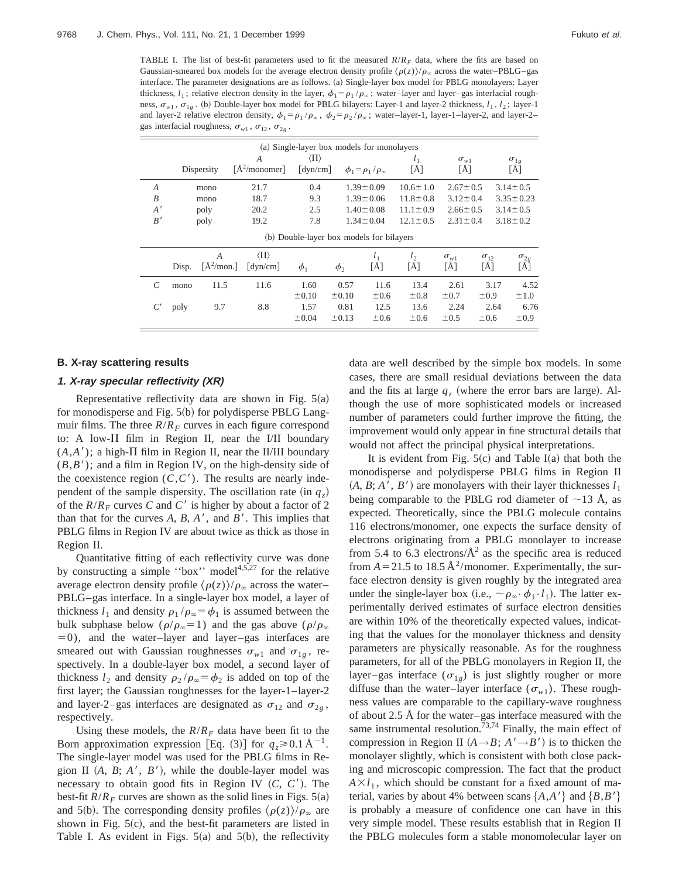TABLE I. The list of best-fit parameters used to fit the measured $R/R_F$ data, where the fits are based on Gaussian-smeared box models for the average electron density profile $\langle\rho(z)\rangle/\rho_\infty$ across the water–PBLG–gas interface. The parameter designations are as follows. (a) Single-layer box model for PBLG monolayers: Layer thickness, $l_1$; relative electron density in the layer, $\phi_1=\rho_1/\rho_\infty$; water–layer and layer–gas interfacial roughness, $\sigma_{w1}$, $\sigma_{1g}$. (b) Double-layer box model for PBLG bilayers: Layer-1 and layer-2 thickness, $l_1$, $l_2$; layer-1 and layer-2 relative electron density, $\phi_1=\rho_1/\rho_\infty$, $\phi_2=\rho_2/\rho_\infty$; water–layer-1, layer-1–layer-2, and layer-2–gas interfacial roughness, $\sigma_{w1}$, $\sigma_{12}$, $\sigma_{2g}$.

(a) Single-layer box models for monolayers

| | Dispersity | $A$ [Å$^2$/monomer] | $\langle\Pi\rangle$ [dyn/cm] | $\phi_1=\rho_1/\rho_\infty$ | $l_1$ [Å] | $\sigma_{w1}$ [Å] | $\sigma_{1g}$ [Å] |
|---|---|---|---|---|---|---|---|
| $A$ | mono | 21.7 | 0.4 | $1.39\pm0.09$ | $10.6\pm1.0$ | $2.67\pm0.5$ | $3.14\pm0.5$ |
| $B$ | mono | 18.7 | 9.3 | $1.39\pm0.06$ | $11.8\pm0.8$ | $3.12\pm0.4$ | $3.35\pm0.23$ |
| $A'$ | poly | 20.2 | 2.5 | $1.40\pm0.08$ | $11.1\pm0.9$ | $2.66\pm0.5$ | $3.14\pm0.5$ |
| $B'$ | poly | 19.2 | 7.8 | $1.34\pm0.04$ | $12.1\pm0.5$ | $2.31\pm0.4$ | $3.18\pm0.2$ |

(b) Double-layer box models for bilayers

| | Disp. | $A$ [Å$^2$/mon.] | $\langle\Pi\rangle$ [dyn/cm] | $\phi_1$ | $\phi_2$ | $l_1$ [Å] | $l_2$ [Å] | $\sigma_{w1}$ [Å] | $\sigma_{12}$ [Å] | $\sigma_{2g}$ [Å] |
|---|---|---|---|---|---|---|---|---|---|---|
| $C$ | mono | 11.5 | 11.6 | $1.60\pm0.10$ | $0.57\pm0.10$ | $11.6\pm0.6$ | $13.4\pm0.8$ | $2.61\pm0.7$ | $3.17\pm0.9$ | $4.52\pm1.0$ |
| $C'$ | poly | 9.7 | 8.8 | $1.57\pm0.04$ | $0.81\pm0.13$ | $12.5\pm0.6$ | $13.6\pm0.6$ | $2.24\pm0.5$ | $2.64\pm0.6$ | $6.76\pm0.9$ |

### B. X-ray scattering results

#### 1. X-ray specular reflectivity (XR)

Representative reflectivity data are shown in Fig. 5(a) for monodisperse and Fig. 5(b) for polydisperse PBLG Langmuir films. The three $R/R_F$ curves in each figure correspond to: A low-$\Pi$ film in Region II, near the I/II boundary $(A,A')$; a high-$\Pi$ film in Region II, near the II/III boundary $(B,B')$; and a film in Region IV, on the high-density side of the coexistence region $(C,C')$. The results are nearly independent of the sample dispersity. The oscillation rate (in $q_z$) of the $R/R_F$ curves $C$ and $C'$ is higher by about a factor of 2 than that for the curves $A$, $B$, $A'$, and $B'$. This implies that PBLG films in Region IV are about twice as thick as those in Region II.

Quantitative fitting of each reflectivity curve was done by constructing a simple ''box'' model[4,5,27] for the relative average electron density profile $\langle\rho(z)\rangle/\rho_\infty$ across the water–PBLG–gas interface. In a single-layer box model, a layer of thickness $l_1$ and density $\rho_1/\rho_\infty=\phi_1$ is assumed between the bulk subphase below ($\rho/\rho_\infty=1$) and the gas above ($\rho/\rho_\infty=0$), and the water–layer and layer–gas interfaces are smeared out with Gaussian roughnesses $\sigma_{w1}$ and $\sigma_{1g}$, respectively. In a double-layer box model, a second layer of thickness $l_2$ and density $\rho_2/\rho_\infty=\phi_2$ is added on top of the first layer; the Gaussian roughnesses for the layer-1–layer-2 and layer-2–gas interfaces are designated as $\sigma_{12}$ and $\sigma_{2g}$, respectively.

Using these models, the $R/R_F$ data have been fit to the Born approximation expression [Eq. (3)] for $q_z\geq0.1$ Å$^{-1}$. The single-layer model was used for the PBLG films in Region II ($A$, $B$; $A'$, $B'$), while the double-layer model was necessary to obtain good fits in Region IV ($C$, $C'$). The best-fit $R/R_F$ curves are shown as the solid lines in Figs. 5(a) and 5(b). The corresponding density profiles $\langle\rho(z)\rangle/\rho_\infty$ are shown in Fig. 5(c), and the best-fit parameters are listed in Table I. As evident in Figs. 5(a) and 5(b), the reflectivity data are well described by the simple box models. In some cases, there are small residual deviations between the data and the fits at large $q_z$ (where the error bars are large). Although the use of more sophisticated models or increased number of parameters could further improve the fitting, the improvement would only appear in fine structural details that would not affect the principal physical interpretations.

It is evident from Fig. 5(c) and Table I(a) that both the monodisperse and polydisperse PBLG films in Region II ($A$, $B$; $A'$, $B'$) are monolayers with their layer thicknesses $l_1$ being comparable to the PBLG rod diameter of $\sim$13 Å, as expected. Theoretically, since the PBLG molecule contains 116 electrons/monomer, one expects the surface density of electrons originating from a PBLG monolayer to increase from 5.4 to 6.3 electrons/Å$^2$ as the specific area is reduced from $A=21.5$ to 18.5 Å$^2$/monomer. Experimentally, the surface electron density is given roughly by the integrated area under the single-layer box (i.e., $\sim\rho_\infty\cdot\phi_1\cdot l_1$). The latter experimentally derived estimates of surface electron densities are within 10% of the theoretically expected values, indicating that the values for the monolayer thickness and density parameters are physically reasonable. As for the roughness parameters, for all of the PBLG monolayers in Region II, the layer–gas interface ($\sigma_{1g}$) is just slightly rougher or more diffuse than the water–layer interface ($\sigma_{w1}$). These roughness values are comparable to the capillary-wave roughness of about 2.5 Å for the water–gas interface measured with the same instrumental resolution.[73,74] Finally, the main effect of compression in Region II ($A\rightarrow B$; $A'\rightarrow B'$) is to thicken the monolayer slightly, which is consistent with both close packing and microscopic compression. The fact that the product $A\times l_1$, which should be constant for a fixed amount of material, varies by about 4% between scans $\{A,A'\}$ and $\{B,B'\}$ is probably a measure of confidence one can have in this very simple model. These results establish that in Region II the PBLG molecules form a stable monomolecular layer on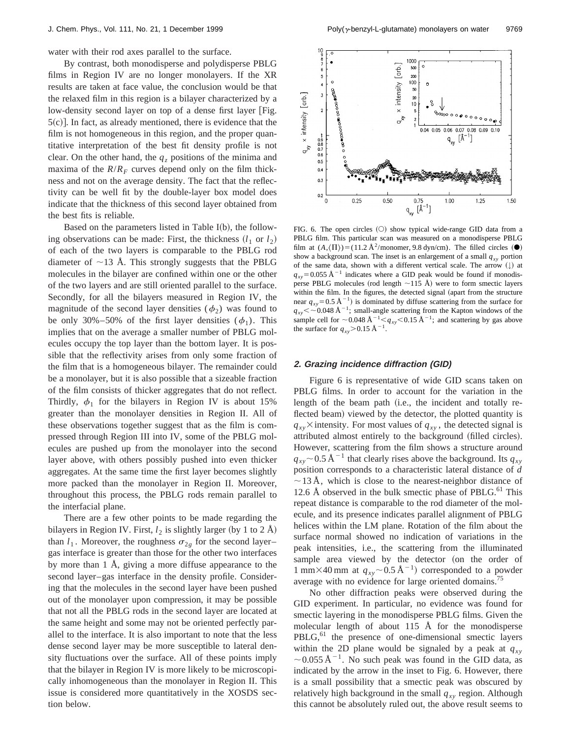water with their rod axes parallel to the surface.

By contrast, both monodisperse and polydisperse PBLG films in Region IV are no longer monolayers. If the XR results are taken at face value, the conclusion would be that the relaxed film in this region is a bilayer characterized by a low-density second layer on top of a dense first layer [Fig. 5(c)]. In fact, as already mentioned, there is evidence that the film is not homogeneous in this region, and the proper quantitative interpretation of the best fit density profile is not clear. On the other hand, the $q_z$ positions of the minima and maxima of the $R/R_F$ curves depend only on the film thickness and not on the average density. The fact that the reflectivity can be well fit by the double-layer box model does indicate that the thickness of this second layer obtained from the best fits is reliable.

Based on the parameters listed in Table I(b), the following observations can be made: First, the thickness ($l_1$ or $l_2$) of each of the two layers is comparable to the PBLG rod diameter of ~13 Å. This strongly suggests that the PBLG molecules in the bilayer are confined within one or the other of the two layers and are still oriented parallel to the surface. Secondly, for all the bilayers measured in Region IV, the magnitude of the second layer densities ($\phi_2$) was found to be only 30%–50% of the first layer densities ($\phi_1$). This implies that on the average a smaller number of PBLG molecules occupy the top layer than the bottom layer. It is possible that the reflectivity arises from only some fraction of the film that is a homogeneous bilayer. The remainder could be a monolayer, but it is also possible that a sizeable fraction of the film consists of thicker aggregates that do not reflect. Thirdly, $\phi_1$ for the bilayers in Region IV is about 15% greater than the monolayer densities in Region II. All of these observations together suggest that as the film is compressed through Region III into IV, some of the PBLG molecules are pushed up from the monolayer into the second layer above, with others possibly pushed into even thicker aggregates. At the same time the first layer becomes slightly more packed than the monolayer in Region II. Moreover, throughout this process, the PBLG rods remain parallel to the interfacial plane.

There are a few other points to be made regarding the bilayers in Region IV. First, $l_2$ is slightly larger (by 1 to 2 Å) than $l_1$. Moreover, the roughness $\sigma_{2g}$ for the second layer–gas interface is greater than those for the other two interfaces by more than 1 Å, giving a more diffuse appearance to the second layer–gas interface in the density profile. Considering that the molecules in the second layer have been pushed out of the monolayer upon compression, it may be possible that not all the PBLG rods in the second layer are located at the same height and some may not be oriented perfectly parallel to the interface. It is also important to note that the less dense second layer may be more susceptible to lateral density fluctuations over the surface. All of these points imply that the bilayer in Region IV is more likely to be microscopically inhomogeneous than the monolayer in Region II. This issue is considered more quantitatively in the XOSDS section below.

FIG. 6. The open circles (○) show typical wide-range GID data from a monodisperse PBLG film. This particular scan was measured on a monodisperse PBLG film at $(A,\langle\Pi\rangle)=(11.2\ \text{Å}^2/\text{monomer}, 9.8\ \text{dyn/cm})$. The filled circles (●) show a background scan. The inset is an enlargement of a small $q_{xy}$ portion of the same data, shown with a different vertical scale. The arrow (↓) at $q_{xy}=0.055\ \text{Å}^{-1}$ indicates where a GID peak would be found if monodisperse PBLG molecules (rod length ~115 Å) were to form smectic layers within the film. In the figures, the detected signal (apart from the structure near $q_{xy}=0.5\ \text{Å}^{-1}$) is dominated by diffuse scattering from the surface for $q_{xy}<\sim 0.048\ \text{Å}^{-1}$; small-angle scattering from the Kapton windows of the sample cell for $\sim 0.048\ \text{Å}^{-1}<q_{xy}<0.15\ \text{Å}^{-1}$; and scattering by gas above the surface for $q_{xy}>0.15\ \text{Å}^{-1}$.

### 2. Grazing incidence diffraction (GID)

Figure 6 is representative of wide GID scans taken on PBLG films. In order to account for the variation in the length of the beam path (i.e., the incident and totally reflected beam) viewed by the detector, the plotted quantity is $q_{xy}\times$intensity. For most values of $q_{xy}$, the detected signal is attributed almost entirely to the background (filled circles). However, scattering from the film shows a structure around $q_{xy}\sim 0.5\ \text{Å}^{-1}$ that clearly rises above the background. Its $q_{xy}$ position corresponds to a characteristic lateral distance of $d \sim 13$ Å, which is close to the nearest-neighbor distance of 12.6 Å observed in the bulk smectic phase of PBLG.[61] This repeat distance is comparable to the rod diameter of the molecule, and its presence indicates parallel alignment of PBLG helices within the LM plane. Rotation of the film about the surface normal showed no indication of variations in the peak intensities, i.e., the scattering from the illuminated sample area viewed by the detector (on the order of 1 mm×40 mm at $q_{xy}\sim 0.5\ \text{Å}^{-1}$) corresponded to a powder average with no evidence for large oriented domains.[75]

No other diffraction peaks were observed during the GID experiment. In particular, no evidence was found for smectic layering in the monodisperse PBLG films. Given the molecular length of about 115 Å for the monodisperse PBLG,[61] the presence of one-dimensional smectic layers within the 2D plane would be signaled by a peak at $q_{xy} \sim 0.055\ \text{Å}^{-1}$. No such peak was found in the GID data, as indicated by the arrow in the inset to Fig. 6. However, there is a small possibility that a smectic peak was obscured by relatively high background in the small $q_{xy}$ region. Although this cannot be absolutely ruled out, the above result seems to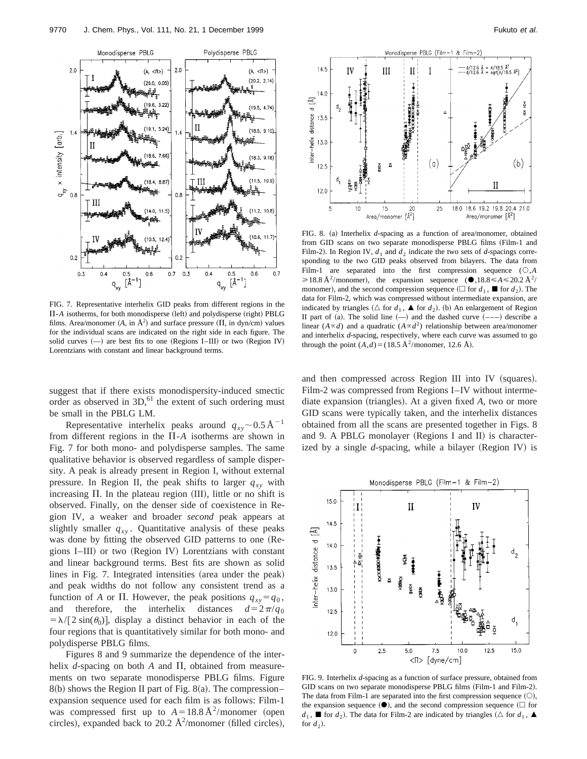FIG. 7. Representative interhelix GID peaks from different regions in the Π-$A$ isotherms, for both monodisperse (left) and polydisperse (right) PBLG films. Area/monomer ($A$, in Å$^2$) and surface pressure (Π, in dyn/cm) values for the individual scans are indicated on the right side in each figure. The solid curves (—) are best fits to one (Regions I–III) or two (Region IV) Lorentzians with constant and linear background terms.

FIG. 8. (a) Interhelix $d$-spacing as a function of area/monomer, obtained from GID scans on two separate monodisperse PBLG films (Film-1 and Film-2). In Region IV, $d_1$ and $d_2$ indicate the two sets of $d$-spacings corresponding to the two GID peaks observed from bilayers. The data from Film-1 are separated into the first compression sequence (○, $A \geq 18.8$ Å$^2$/monomer), the expansion sequence (●, $18.8 \leq A \leq 20.2$ Å$^2$/monomer), and the second compression sequence (□ for $d_1$, ■ for $d_2$). The data for Film-2, which was compressed without intermediate expansion, are indicated by triangles (△ for $d_1$, ▲ for $d_2$). (b) An enlargement of Region II part of (a). The solid line (—) and the dashed curve (---) describe a linear ($A \propto d$) and a quadratic ($A \propto d^2$) relationship between area/monomer and interhelix $d$-spacing, respectively, where each curve was assumed to go through the point $(A,d) = (18.5$ Å$^2$/monomer, 12.6 Å).

suggest that if there exists monodispersity-induced smectic order as observed in 3D,[61] the extent of such ordering must be small in the PBLG LM.

Representative interhelix peaks around $q_{xy} \sim 0.5$ Å$^{-1}$ from different regions in the Π-$A$ isotherms are shown in Fig. 7 for both mono- and polydisperse samples. The same qualitative behavior is observed regardless of sample dispersity. A peak is already present in Region I, without external pressure. In Region II, the peak shifts to larger $q_{xy}$ with increasing Π. In the plateau region (III), little or no shift is observed. Finally, on the denser side of coexistence in Region IV, a weaker and broader *second* peak appears at slightly smaller $q_{xy}$. Quantitative analysis of these peaks was done by fitting the observed GID patterns to one (Regions I–III) or two (Region IV) Lorentzians with constant and linear background terms. Best fits are shown as solid lines in Fig. 7. Integrated intensities (area under the peak) and peak widths do not follow any consistent trend as a function of $A$ or Π. However, the peak positions $q_{xy} = q_0$, and therefore, the interhelix distances $d = 2\pi/q_0 = \lambda/[2\sin(\theta_0)]$, display a distinct behavior in each of the four regions that is quantitatively similar for both mono- and polydisperse PBLG films.

Figures 8 and 9 summarize the dependence of the interhelix $d$-spacing on both $A$ and Π, obtained from measurements on two separate monodisperse PBLG films. Figure 8(b) shows the Region II part of Fig. 8(a). The compression–expansion sequence used for each film is as follows: Film-1 was compressed first up to $A = 18.8$ Å$^2$/monomer (open circles), expanded back to 20.2 Å$^2$/monomer (filled circles), and then compressed across Region III into IV (squares). Film-2 was compressed from Regions I–IV without intermediate expansion (triangles). At a given fixed $A$, two or more GID scans were typically taken, and the interhelix distances obtained from all the scans are presented together in Figs. 8 and 9. A PBLG monolayer (Regions I and II) is characterized by a single $d$-spacing, while a bilayer (Region IV) is

FIG. 9. Interhelix $d$-spacing as a function of surface pressure, obtained from GID scans on two separate monodisperse PBLG films (Film-1 and Film-2). The data from Film-1 are separated into the first compression sequence (○), the expansion sequence (●), and the second compression sequence (□ for $d_1$, ■ for $d_2$). The data for Film-2 are indicated by triangles (△ for $d_1$, ▲ for $d_2$).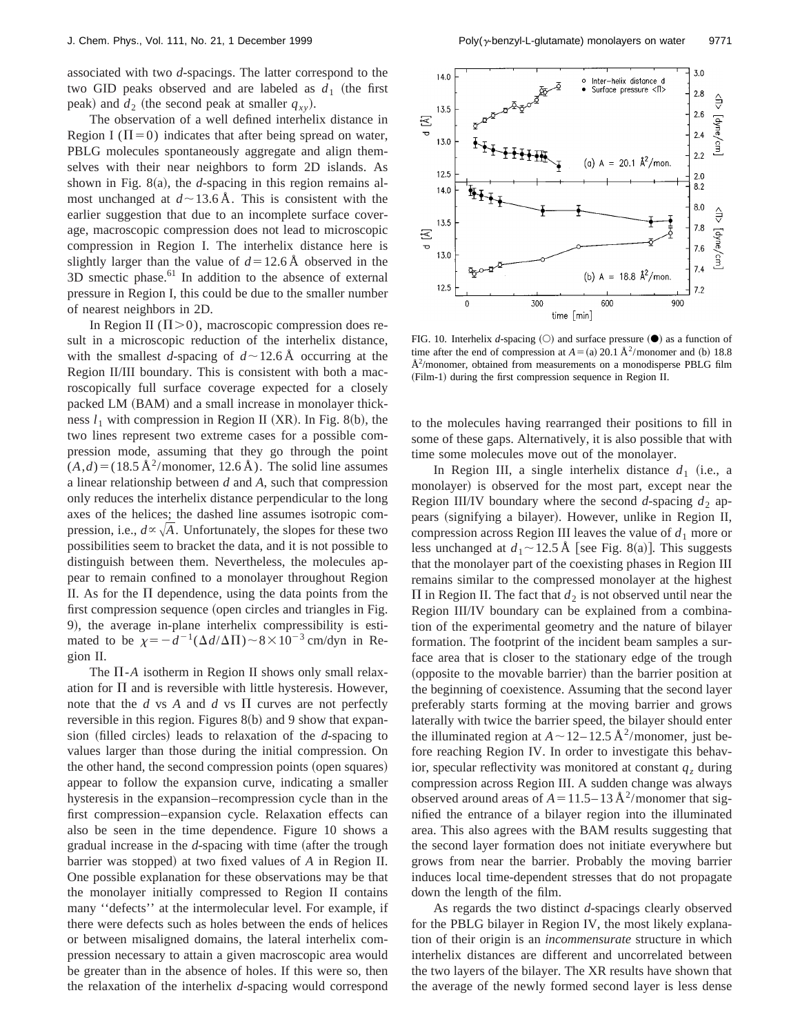associated with two $d$-spacings. The latter correspond to the two GID peaks observed and are labeled as $d_1$ (the first peak) and $d_2$ (the second peak at smaller $q_{xy}$).

The observation of a well defined interhelix distance in Region I ($\Pi=0$) indicates that after being spread on water, PBLG molecules spontaneously aggregate and align themselves with their near neighbors to form 2D islands. As shown in Fig. 8(a), the $d$-spacing in this region remains almost unchanged at $d \sim 13.6$ Å. This is consistent with the earlier suggestion that due to an incomplete surface coverage, macroscopic compression does not lead to microscopic compression in Region I. The interhelix distance here is slightly larger than the value of $d=12.6$ Å observed in the 3D smectic phase.[61] In addition to the absence of external pressure in Region I, this could be due to the smaller number of nearest neighbors in 2D.

In Region II ($\Pi>0$), macroscopic compression does result in a microscopic reduction of the interhelix distance, with the smallest $d$-spacing of $d \sim 12.6$ Å occurring at the Region II/III boundary. This is consistent with both a macroscopically full surface coverage expected for a closely packed LM (BAM) and a small increase in monolayer thickness $l_1$ with compression in Region II (XR). In Fig. 8(b), the two lines represent two extreme cases for a possible compression mode, assuming that they go through the point $(A,d)=(18.5$ Å$^2$/monomer, 12.6 Å). The solid line assumes a linear relationship between $d$ and $A$, such that compression only reduces the interhelix distance perpendicular to the long axes of the helices; the dashed line assumes isotropic compression, i.e., $d \propto \sqrt{A}$. Unfortunately, the slopes for these two possibilities seem to bracket the data, and it is not possible to distinguish between them. Nevertheless, the molecules appear to remain confined to a monolayer throughout Region II. As for the $\Pi$ dependence, using the data points from the first compression sequence (open circles and triangles in Fig. 9), the average in-plane interhelix compressibility is estimated to be $\chi=-d^{-1}(\Delta d/\Delta\Pi) \sim 8\times10^{-3}$ cm/dyn in Region II.

The $\Pi$-$A$ isotherm in Region II shows only small relaxation for $\Pi$ and is reversible with little hysteresis. However, note that the $d$ vs $A$ and $d$ vs $\Pi$ curves are not perfectly reversible in this region. Figures 8(b) and 9 show that expansion (filled circles) leads to relaxation of the $d$-spacing to values larger than those during the initial compression. On the other hand, the second compression points (open squares) appear to follow the expansion curve, indicating a smaller hysteresis in the expansion–recompression cycle than in the first compression–expansion cycle. Relaxation effects can also be seen in the time dependence. Figure 10 shows a gradual increase in the $d$-spacing with time (after the trough barrier was stopped) at two fixed values of $A$ in Region II. One possible explanation for these observations may be that the monolayer initially compressed to Region II contains many ''defects'' at the intermolecular level. For example, if there were defects such as holes between the ends of helices or between misaligned domains, the lateral interhelix compression necessary to attain a given macroscopic area would be greater than in the absence of holes. If this were so, then the relaxation of the interhelix $d$-spacing would correspond to the molecules having rearranged their positions to fill in some of these gaps. Alternatively, it is also possible that with time some molecules move out of the monolayer.

FIG. 10. Interhelix $d$-spacing (○) and surface pressure (●) as a function of time after the end of compression at $A=$(a) 20.1 Å$^2$/monomer and (b) 18.8 Å$^2$/monomer, obtained from measurements on a monodisperse PBLG film (Film-1) during the first compression sequence in Region II.

In Region III, a single interhelix distance $d_1$ (i.e., a monolayer) is observed for the most part, except near the Region III/IV boundary where the second $d$-spacing $d_2$ appears (signifying a bilayer). However, unlike in Region II, compression across Region III leaves the value of $d_1$ more or less unchanged at $d_1 \sim 12.5$ Å [see Fig. 8(a)]. This suggests that the monolayer part of the coexisting phases in Region III remains similar to the compressed monolayer at the highest $\Pi$ in Region II. The fact that $d_2$ is not observed until near the Region III/IV boundary can be explained from a combination of the experimental geometry and the nature of bilayer formation. The footprint of the incident beam samples a surface area that is closer to the stationary edge of the trough (opposite to the movable barrier) than the barrier position at the beginning of coexistence. Assuming that the second layer preferably starts forming at the moving barrier and grows laterally with twice the barrier speed, the bilayer should enter the illuminated region at $A \sim 12$–$12.5$ Å$^2$/monomer, just before reaching Region IV. In order to investigate this behavior, specular reflectivity was monitored at constant $q_z$ during compression across Region III. A sudden change was always observed around areas of $A=11.5$–$13$ Å$^2$/monomer that signified the entrance of a bilayer region into the illuminated area. This also agrees with the BAM results suggesting that the second layer formation does not initiate everywhere but grows from near the barrier. Probably the moving barrier induces local time-dependent stresses that do not propagate down the length of the film.

As regards the two distinct $d$-spacings clearly observed for the PBLG bilayer in Region IV, the most likely explanation of their origin is an *incommensurate* structure in which interhelix distances are different and uncorrelated between the two layers of the bilayer. The XR results have shown that the average of the newly formed second layer is less dense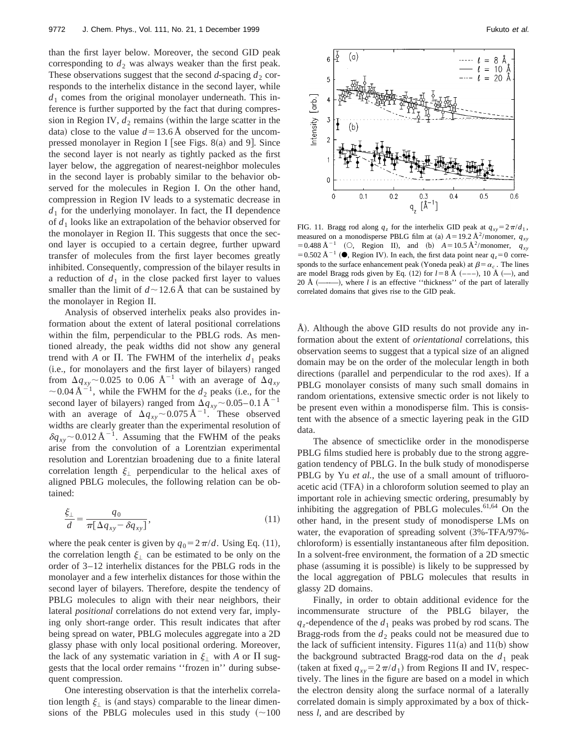than the first layer below. Moreover, the second GID peak corresponding to $d_2$ was always weaker than the first peak. These observations suggest that the second $d$-spacing $d_2$ corresponds to the interhelix distance in the second layer, while $d_1$ comes from the original monolayer underneath. This inference is further supported by the fact that during compression in Region IV, $d_2$ remains (within the large scatter in the data) close to the value $d = 13.6$ Å observed for the uncompressed monolayer in Region I [see Figs. 8(a) and 9]. Since the second layer is not nearly as tightly packed as the first layer below, the aggregation of nearest-neighbor molecules in the second layer is probably similar to the behavior observed for the molecules in Region I. On the other hand, compression in Region IV leads to a systematic decrease in $d_1$ for the underlying monolayer. In fact, the $\Pi$ dependence of $d_1$ looks like an extrapolation of the behavior observed for the monolayer in Region II. This suggests that once the second layer is occupied to a certain degree, further upward transfer of molecules from the first layer becomes greatly inhibited. Consequently, compression of the bilayer results in a reduction of $d_1$ in the close packed first layer to values smaller than the limit of $d \sim 12.6$ Å that can be sustained by the monolayer in Region II.

Analysis of observed interhelix peaks also provides information about the extent of lateral positional correlations within the film, perpendicular to the PBLG rods. As mentioned already, the peak widths did not show any general trend with $A$ or $\Pi$. The FWHM of the interhelix $d_1$ peaks (i.e., for monolayers and the first layer of bilayers) ranged from $\Delta q_{xy} \sim 0.025$ to $0.06$ Å$^{-1}$ with an average of $\Delta q_{xy} \sim 0.04$ Å$^{-1}$, while the FWHM for the $d_2$ peaks (i.e., for the second layer of bilayers) ranged from $\Delta q_{xy} \sim 0.05$–$0.1$ Å$^{-1}$ with an average of $\Delta q_{xy} \sim 0.075$ Å$^{-1}$. These observed widths are clearly greater than the experimental resolution of $\delta q_{xy} \sim 0.012$ Å$^{-1}$. Assuming that the FWHM of the peaks arise from the convolution of a Lorentzian experimental resolution and Lorentzian broadening due to a finite lateral correlation length $\xi_\perp$ perpendicular to the helical axes of aligned PBLG molecules, the following relation can be obtained:

$$\frac{\xi_\perp}{d} = \frac{q_0}{\pi[\Delta q_{xy} - \delta q_{xy}]}, \tag{11}$$

where the peak center is given by $q_0 = 2\pi/d$. Using Eq. (11), the correlation length $\xi_\perp$ can be estimated to be only on the order of 3–12 interhelix distances for the PBLG rods in the monolayer and a few interhelix distances for those within the second layer of bilayers. Therefore, despite the tendency of PBLG molecules to align with their near neighbors, their lateral *positional* correlations do not extend very far, implying only short-range order. This result indicates that after being spread on water, PBLG molecules aggregate into a 2D glassy phase with only local positional ordering. Moreover, the lack of any systematic variation in $\xi_\perp$ with $A$ or $\Pi$ suggests that the local order remains "frozen in" during subsequent compression.

One interesting observation is that the interhelix correlation length $\xi_\perp$ is (and stays) comparable to the linear dimensions of the PBLG molecules used in this study ($\sim 100$ Å). Although the above GID results do not provide any information about the extent of *orientational* correlations, this observation seems to suggest that a typical size of an aligned domain may be on the order of the molecular length in both directions (parallel and perpendicular to the rod axes). If a PBLG monolayer consists of many such small domains in random orientations, extensive smectic order is not likely to be present even within a monodisperse film. This is consistent with the absence of a smectic layering peak in the GID data.

The absence of smecticlike order in the monodisperse PBLG films studied here is probably due to the strong aggregation tendency of PBLG. In the bulk study of monodisperse PBLG by Yu *et al.*, the use of a small amount of trifluoroacetic acid (TFA) in a chloroform solution seemed to play an important role in achieving smectic ordering, presumably by inhibiting the aggregation of PBLG molecules.[61,64] On the other hand, in the present study of monodisperse LMs on water, the evaporation of spreading solvent (3%-TFA/97%-chloroform) is essentially instantaneous after film deposition. In a solvent-free environment, the formation of a 2D smectic phase (assuming it is possible) is likely to be suppressed by the local aggregation of PBLG molecules that results in glassy 2D domains.

Finally, in order to obtain additional evidence for the incommensurate structure of the PBLG bilayer, the $q_z$-dependence of the $d_1$ peaks was probed by rod scans. The Bragg-rods from the $d_2$ peaks could not be measured due to the lack of sufficient intensity. Figures 11(a) and 11(b) show the background subtracted Bragg-rod data on the $d_1$ peak (taken at fixed $q_{xy} = 2\pi/d_1$) from Regions II and IV, respectively. The lines in the figure are based on a model in which the electron density along the surface normal of a laterally correlated domain is simply approximated by a box of thickness $l$, and are described by

FIG. 11. Bragg rod along $q_z$ for the interhelix GID peak at $q_{xy} = 2\pi/d_1$, measured on a monodisperse PBLG film at (a) $A = 19.2$ Å$^2$/monomer, $q_{xy} = 0.488$ Å$^{-1}$ (○, Region II), and (b) $A = 10.5$ Å$^2$/monomer, $q_{xy} = 0.502$ Å$^{-1}$ (●, Region IV). In each, the first data point near $q_z = 0$ corresponds to the surface enhancement peak (Yoneda peak) at $\beta = \alpha_c$. The lines are model Bragg rods given by Eq. (12) for $l = 8$ Å (– – –), 10 Å (—), and 20 Å (—·—·—), where $l$ is an effective "thickness" of the part of laterally correlated domains that gives rise to the GID peak.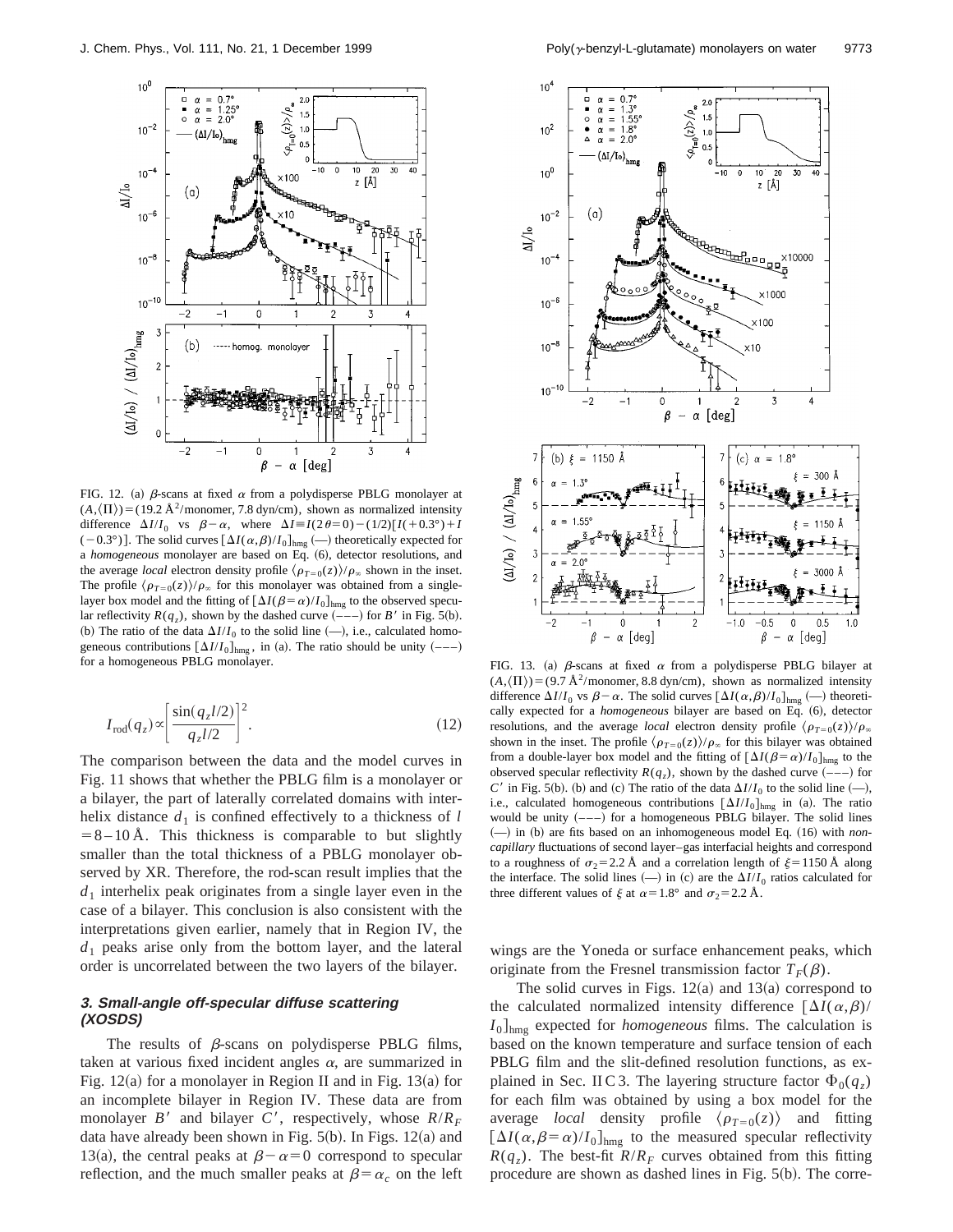FIG. 12. (a) $\beta$-scans at fixed $\alpha$ from a polydisperse PBLG monolayer at $(A,\langle\Pi\rangle)=(19.2\ \text{Å}^2/\text{monomer}, 7.8\ \text{dyn/cm})$, shown as normalized intensity difference $\Delta I/I_0$ vs $\beta-\alpha$, where $\Delta I \equiv I(2\theta=0)-(1/2)[I(+0.3°)+I(-0.3°)]$. The solid curves $[\Delta I(\alpha,\beta)/I_0]_{\text{hmg}}$ (—) theoretically expected for a *homogeneous* monolayer are based on Eq. (6), detector resolutions, and the average *local* electron density profile $\langle\rho_{T=0}(z)\rangle/\rho_\infty$ shown in the inset. The profile $\langle\rho_{T=0}(z)\rangle/\rho_\infty$ for this monolayer was obtained from a single-layer box model and the fitting of $[\Delta I(\beta=\alpha)/I_0]_{\text{hmg}}$ to the observed specular reflectivity $R(q_z)$, shown by the dashed curve (– – –) for $B'$ in Fig. 5(b). (b) The ratio of the data $\Delta I/I_0$ to the solid line (—), i.e., calculated homogeneous contributions $[\Delta I/I_0]_{\text{hmg}}$, in (a). The ratio should be unity (– – –) for a homogeneous PBLG monolayer.

$$I_{\text{rod}}(q_z) \propto \left[\frac{\sin(q_z l/2)}{q_z l/2}\right]^2. \tag{12}$$

The comparison between the data and the model curves in Fig. 11 shows that whether the PBLG film is a monolayer or a bilayer, the part of laterally correlated domains with interhelix distance $d_1$ is confined effectively to a thickness of $l = 8$–$10$ Å. This thickness is comparable to but slightly smaller than the total thickness of a PBLG monolayer observed by XR. Therefore, the rod-scan result implies that the $d_1$ interhelix peak originates from a single layer even in the case of a bilayer. This conclusion is also consistent with the interpretations given earlier, namely that in Region IV, the $d_1$ peaks arise only from the bottom layer, and the lateral order is uncorrelated between the two layers of the bilayer.

### 3. Small-angle off-specular diffuse scattering (XOSDS)

The results of $\beta$-scans on polydisperse PBLG films, taken at various fixed incident angles $\alpha$, are summarized in Fig. 12(a) for a monolayer in Region II and in Fig. 13(a) for an incomplete bilayer in Region IV. These data are from monolayer $B'$ and bilayer $C'$, respectively, whose $R/R_F$ data have already been shown in Fig. 5(b). In Figs. 12(a) and 13(a), the central peaks at $\beta-\alpha=0$ correspond to specular reflection, and the much smaller peaks at $\beta=\alpha_c$ on the left wings are the Yoneda or surface enhancement peaks, which originate from the Fresnel transmission factor $T_F(\beta)$.

FIG. 13. (a) $\beta$-scans at fixed $\alpha$ from a polydisperse PBLG bilayer at $(A,\langle\Pi\rangle)=(9.7\ \text{Å}^2/\text{monomer}, 8.8\ \text{dyn/cm})$, shown as normalized intensity difference $\Delta I/I_0$ vs $\beta-\alpha$. The solid curves $[\Delta I(\alpha,\beta)/I_0]_{\text{hmg}}$ (—) theoretically expected for a *homogeneous* bilayer are based on Eq. (6), detector resolutions, and the average *local* electron density profile $\langle\rho_{T=0}(z)\rangle/\rho_\infty$ shown in the inset. The profile $\langle\rho_{T=0}(z)\rangle/\rho_\infty$ for this bilayer was obtained from a double-layer box model and the fitting of $[\Delta I(\beta=\alpha)/I_0]_{\text{hmg}}$ to the observed specular reflectivity $R(q_z)$, shown by the dashed curve (– – –) for $C'$ in Fig. 5(b). (b) and (c) The ratio of the data $\Delta I/I_0$ to the solid line (—), i.e., calculated homogeneous contributions $[\Delta I/I_0]_{\text{hmg}}$ in (a). The ratio would be unity (– – –) for a homogeneous PBLG bilayer. The solid lines (—) in (b) are fits based on an inhomogeneous model Eq. (16) with *non-capillary* fluctuations of second layer–gas interfacial heights and correspond to a roughness of $\sigma_2=2.2$ Å and a correlation length of $\xi=1150$ Å along the interface. The solid lines (—) in (c) are the $\Delta I/I_0$ ratios calculated for three different values of $\xi$ at $\alpha=1.8°$ and $\sigma_2=2.2$ Å.

The solid curves in Figs. 12(a) and 13(a) correspond to the calculated normalized intensity difference $[\Delta I(\alpha,\beta)/I_0]_{\text{hmg}}$ expected for *homogeneous* films. The calculation is based on the known temperature and surface tension of each PBLG film and the slit-defined resolution functions, as explained in Sec. II C 3. The layering structure factor $\Phi_0(q_z)$ for each film was obtained by using a box model for the average *local* density profile $\langle\rho_{T=0}(z)\rangle$ and fitting $[\Delta I(\alpha,\beta=\alpha)/I_0]_{\text{hmg}}$ to the measured specular reflectivity $R(q_z)$. The best-fit $R/R_F$ curves obtained from this fitting procedure are shown as dashed lines in Fig. 5(b). The corre-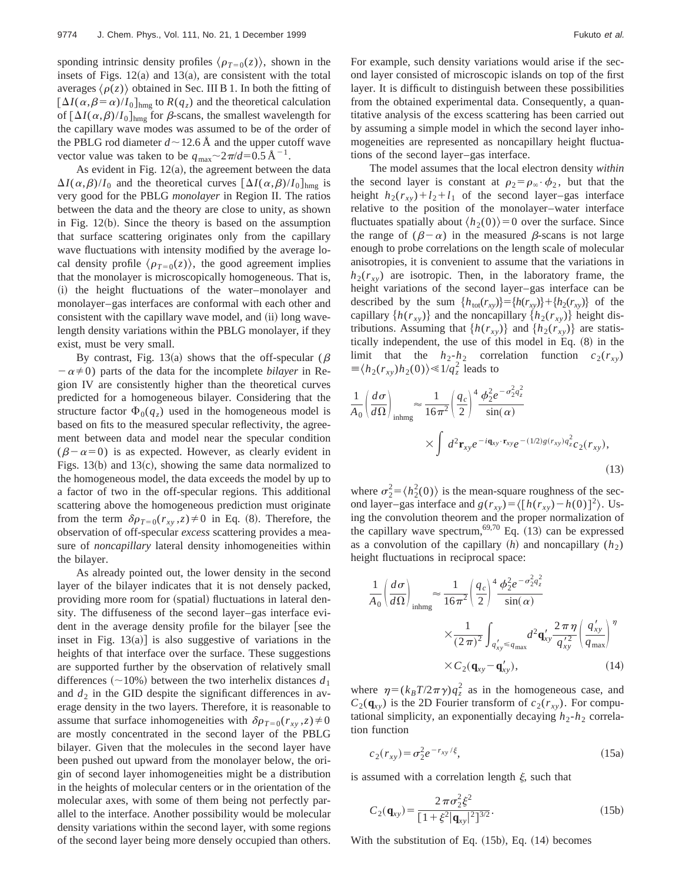sponding intrinsic density profiles $\langle \rho_{T=0}(z)\rangle$, shown in the insets of Figs. 12(a) and 13(a), are consistent with the total averages $\langle \rho(z)\rangle$ obtained in Sec. III B 1. In both the fitting of $[\Delta I(\alpha,\beta=\alpha)/I_0]_{\rm hmg}$ to $R(q_z)$ and the theoretical calculation of $[\Delta I(\alpha,\beta)/I_0]_{\rm hmg}$ for $\beta$-scans, the smallest wavelength for the capillary wave modes was assumed to be of the order of the PBLG rod diameter $d\sim 12.6$ Å and the upper cutoff wave vector value was taken to be $q_{\rm max}\sim 2\pi/d = 0.5$ Å$^{-1}$.

As evident in Fig. 12(a), the agreement between the data $\Delta I(\alpha,\beta)/I_0$ and the theoretical curves $[\Delta I(\alpha,\beta)/I_0]_{\rm hmg}$ is very good for the PBLG *monolayer* in Region II. The ratios between the data and the theory are close to unity, as shown in Fig. 12(b). Since the theory is based on the assumption that surface scattering originates only from the capillary wave fluctuations with intensity modified by the average local density profile $\langle \rho_{T=0}(z)\rangle$, the good agreement implies that the monolayer is microscopically homogeneous. That is, (i) the height fluctuations of the water–monolayer and monolayer–gas interfaces are conformal with each other and consistent with the capillary wave model, and (ii) long wavelength density variations within the PBLG monolayer, if they exist, must be very small.

By contrast, Fig. 13(a) shows that the off-specular ($\beta-\alpha\neq 0$) parts of the data for the incomplete *bilayer* in Region IV are consistently higher than the theoretical curves predicted for a homogeneous bilayer. Considering that the structure factor $\Phi_0(q_z)$ used in the homogeneous model is based on fits to the measured specular reflectivity, the agreement between data and model near the specular condition ($\beta-\alpha=0$) is as expected. However, as clearly evident in Figs. 13(b) and 13(c), showing the same data normalized to the homogeneous model, the data exceeds the model by up to a factor of two in the off-specular regions. This additional scattering above the homogeneous prediction must originate from the term $\delta\rho_{T=0}(r_{xy},z)\neq 0$ in Eq. (8). Therefore, the observation of off-specular *excess* scattering provides a measure of *noncapillary* lateral density inhomogeneities within the bilayer.

As already pointed out, the lower density in the second layer of the bilayer indicates that it is not densely packed, providing more room for (spatial) fluctuations in lateral density. The diffuseness of the second layer–gas interface evident in the average density profile for the bilayer [see the inset in Fig. 13(a)] is also suggestive of variations in the heights of that interface over the surface. These suggestions are supported further by the observation of relatively small differences (~10%) between the two interhelix distances $d_1$ and $d_2$ in the GID despite the significant differences in average density in the two layers. Therefore, it is reasonable to assume that surface inhomogeneities with $\delta\rho_{T=0}(r_{xy},z)\neq 0$ are mostly concentrated in the second layer of the PBLG bilayer. Given that the molecules in the second layer have been pushed out upward from the monolayer below, the origin of second layer inhomogeneities might be a distribution in the heights of molecular centers or in the orientation of the molecular axes, with some of them being not perfectly parallel to the interface. Another possibility would be molecular density variations within the second layer, with some regions of the second layer being more densely occupied than others. For example, such density variations would arise if the second layer consisted of microscopic islands on top of the first layer. It is difficult to distinguish between these possibilities from the obtained experimental data. Consequently, a quantitative analysis of the excess scattering has been carried out by assuming a simple model in which the second layer inhomogeneities are represented as noncapillary height fluctuations of the second layer–gas interface.

The model assumes that the local electron density *within* the second layer is constant at $\rho_2=\rho_\infty\cdot\phi_2$, but that the height $h_2(r_{xy})+l_2+l_1$ of the second layer–gas interface relative to the position of the monolayer–water interface fluctuates spatially about $\langle h_2(0)\rangle=0$ over the surface. Since the range of $(\beta-\alpha)$ in the measured $\beta$-scans is not large enough to probe correlations on the length scale of molecular anisotropies, it is convenient to assume that the variations in $h_2(r_{xy})$ are isotropic. Then, in the laboratory frame, the height variations of the second layer–gas interface can be described by the sum $\{h_{\rm tot}(r_{xy})\}=\{h(r_{xy})\}+\{h_2(r_{xy})\}$ of the capillary $\{h(r_{xy})\}$ and the noncapillary $\{h_2(r_{xy})\}$ height distributions. Assuming that $\{h(r_{xy})\}$ and $\{h_2(r_{xy})\}$ are statistically independent, the use of this model in Eq. (8) in the limit that the $h_2$-$h_2$ correlation function $c_2(r_{xy})\equiv\langle h_2(r_{xy})h_2(0)\rangle\ll 1/q_z^2$ leads to

$$\frac{1}{A_0}\left(\frac{d\sigma}{d\Omega}\right)_{\rm inhmg}\approx\frac{1}{16\pi^2}\left(\frac{q_c}{2}\right)^4\frac{\phi_2^2 e^{-\sigma_2^2q_z^2}}{\sin(\alpha)}\times\int d^2\mathbf{r}_{xy}e^{-i\mathbf{q}_{xy}\cdot\mathbf{r}_{xy}}e^{-(1/2)g(r_{xy})q_z^2}c_2(r_{xy}),\tag{13}$$

where $\sigma_2^2=\langle h_2^2(0)\rangle$ is the mean-square roughness of the second layer–gas interface and $g(r_{xy})=\langle[h(r_{xy})-h(0)]^2\rangle$. Using the convolution theorem and the proper normalization of the capillary wave spectrum,[69,70] Eq. (13) can be expressed as a convolution of the capillary ($h$) and noncapillary ($h_2$) height fluctuations in reciprocal space:

$$\frac{1}{A_0}\left(\frac{d\sigma}{d\Omega}\right)_{\rm inhmg}\approx\frac{1}{16\pi^2}\left(\frac{q_c}{2}\right)^4\frac{\phi_2^2 e^{-\sigma_2^2q_z^2}}{\sin(\alpha)}\times\frac{1}{(2\pi)^2}\int_{q'_{xy}\leq q_{\rm max}}d^2\mathbf{q}'_{xy}\frac{2\pi\eta}{q'^2_{xy}}\left(\frac{q'_{xy}}{q_{\rm max}}\right)^\eta\times C_2(\mathbf{q}_{xy}-\mathbf{q}'_{xy}),\tag{14}$$

where $\eta=(k_BT/2\pi\gamma)q_z^2$ as in the homogeneous case, and $C_2(\mathbf{q}_{xy})$ is the 2D Fourier transform of $c_2(r_{xy})$. For computational simplicity, an exponentially decaying $h_2$-$h_2$ correlation function

$$c_2(r_{xy})=\sigma_2^2e^{-r_{xy}/\xi},\tag{15a}$$

is assumed with a correlation length $\xi$, such that

$$C_2(\mathbf{q}_{xy})=\frac{2\pi\sigma_2^2\xi^2}{[1+\xi^2|\mathbf{q}_{xy}|^2]^{3/2}}.\tag{15b}$$

With the substitution of Eq. (15b), Eq. (14) becomes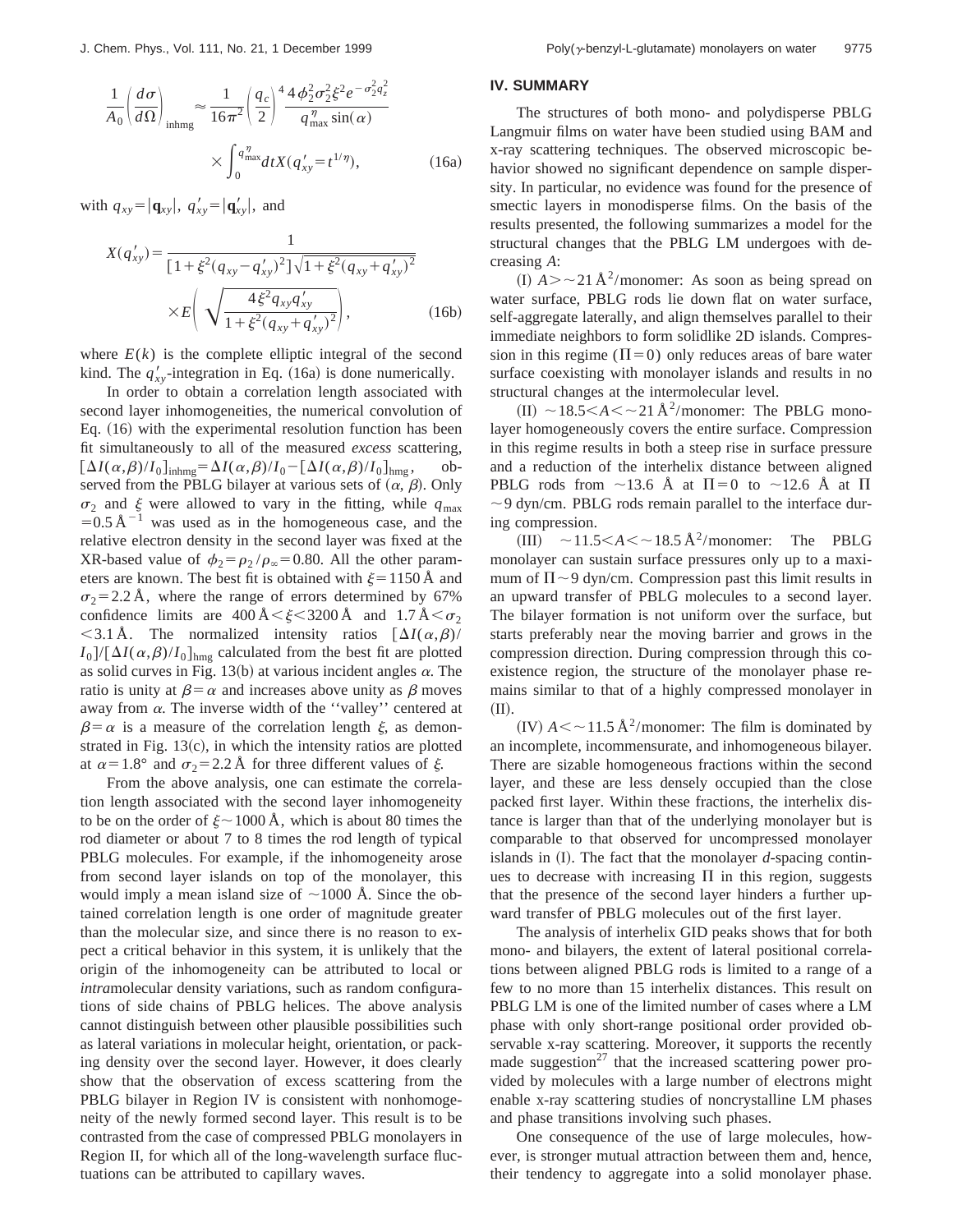$$\frac{1}{A_0}\left(\frac{d\sigma}{d\Omega}\right)_{\text{inhmg}} \approx \frac{1}{16\pi^2}\left(\frac{q_c}{2}\right)^4 \frac{4\phi_2^2\sigma_2^2\xi^2 e^{-\sigma_2^2 q_z^2}}{q_{\max}^{\eta}\sin(\alpha)} \times \int_0^{q_{\max}^{\eta}} dt X(q'_{xy}=t^{1/\eta}), \tag{16a}$$

with $q_{xy}=|\mathbf{q}_{xy}|$, $q'_{xy}=|\mathbf{q}'_{xy}|$, and

$$X(q'_{xy}) = \frac{1}{[1+\xi^2(q_{xy}-q'_{xy})^2]\sqrt{1+\xi^2(q_{xy}+q'_{xy})^2}} \times E\left(\sqrt{\frac{4\xi^2 q_{xy} q'_{xy}}{1+\xi^2(q_{xy}+q'_{xy})^2}}\right), \tag{16b}$$

where $E(k)$ is the complete elliptic integral of the second kind. The $q'_{xy}$-integration in Eq. (16a) is done numerically.

In order to obtain a correlation length associated with second layer inhomogeneities, the numerical convolution of Eq. (16) with the experimental resolution function has been fit simultaneously to all of the measured *excess* scattering, $[\Delta I(\alpha,\beta)/I_0]_{\text{inhmg}} = \Delta I(\alpha,\beta)/I_0 - [\Delta I(\alpha,\beta)/I_0]_{\text{hmg}}$, observed from the PBLG bilayer at various sets of $(\alpha, \beta)$. Only $\sigma_2$ and $\xi$ were allowed to vary in the fitting, while $q_{\max} = 0.5\,\text{Å}^{-1}$ was used as in the homogeneous case, and the relative electron density in the second layer was fixed at the XR-based value of $\phi_2 = \rho_2/\rho_\infty = 0.80$. All the other parameters are known. The best fit is obtained with $\xi = 1150$ Å and $\sigma_2 = 2.2$ Å, where the range of errors determined by 67% confidence limits are $400\,\text{Å} < \xi < 3200\,\text{Å}$ and $1.7\,\text{Å} < \sigma_2 < 3.1\,\text{Å}$. The normalized intensity ratios $[\Delta I(\alpha,\beta)/I_0]/[\Delta I(\alpha,\beta)/I_0]_{\text{hmg}}$ calculated from the best fit are plotted as solid curves in Fig. 13(b) at various incident angles $\alpha$. The ratio is unity at $\beta=\alpha$ and increases above unity as $\beta$ moves away from $\alpha$. The inverse width of the "valley" centered at $\beta=\alpha$ is a measure of the correlation length $\xi$, as demonstrated in Fig. 13(c), in which the intensity ratios are plotted at $\alpha=1.8°$ and $\sigma_2=2.2$ Å for three different values of $\xi$.

From the above analysis, one can estimate the correlation length associated with the second layer inhomogeneity to be on the order of $\xi \sim 1000$ Å, which is about 80 times the rod diameter or about 7 to 8 times the rod length of typical PBLG molecules. For example, if the inhomogeneity arose from second layer islands on top of the monolayer, this would imply a mean island size of $\sim$1000 Å. Since the obtained correlation length is one order of magnitude greater than the molecular size, and since there is no reason to expect a critical behavior in this system, it is unlikely that the origin of the inhomogeneity can be attributed to local or *intra*molecular density variations, such as random configurations of side chains of PBLG helices. The above analysis cannot distinguish between other plausible possibilities such as lateral variations in molecular height, orientation, or packing density over the second layer. However, it does clearly show that the observation of excess scattering from the PBLG bilayer in Region IV is consistent with nonhomogeneity of the newly formed second layer. This result is to be contrasted from the case of compressed PBLG monolayers in Region II, for which all of the long-wavelength surface fluctuations can be attributed to capillary waves.

## IV. SUMMARY

The structures of both mono- and polydisperse PBLG Langmuir films on water have been studied using BAM and x-ray scattering techniques. The observed microscopic behavior showed no significant dependence on sample dispersity. In particular, no evidence was found for the presence of smectic layers in monodisperse films. On the basis of the results presented, the following summarizes a model for the structural changes that the PBLG LM undergoes with decreasing $A$:

(I) $A > \sim 21\,\text{Å}^2$/monomer: As soon as being spread on water surface, PBLG rods lie down flat on water surface, self-aggregate laterally, and align themselves parallel to their immediate neighbors to form solidlike 2D islands. Compression in this regime ($\Pi = 0$) only reduces areas of bare water surface coexisting with monolayer islands and results in no structural changes at the intermolecular level.

(II) $\sim 18.5 < A < \sim 21\,\text{Å}^2$/monomer: The PBLG monolayer homogeneously covers the entire surface. Compression in this regime results in both a steep rise in surface pressure and a reduction of the interhelix distance between aligned PBLG rods from $\sim$13.6 Å at $\Pi = 0$ to $\sim$12.6 Å at $\Pi \sim 9$ dyn/cm. PBLG rods remain parallel to the interface during compression.

(III) $\sim 11.5 < A < \sim 18.5\,\text{Å}^2$/monomer: The PBLG monolayer can sustain surface pressures only up to a maximum of $\Pi \sim 9$ dyn/cm. Compression past this limit results in an upward transfer of PBLG molecules to a second layer. The bilayer formation is not uniform over the surface, but starts preferably near the moving barrier and grows in the compression direction. During compression through this coexistence region, the structure of the monolayer phase remains similar to that of a highly compressed monolayer in (II).

(IV) $A < \sim 11.5\,\text{Å}^2$/monomer: The film is dominated by an incomplete, incommensurate, and inhomogeneous bilayer. There are sizable homogeneous fractions within the second layer, and these are less densely occupied than the close packed first layer. Within these fractions, the interhelix distance is larger than that of the underlying monolayer but is comparable to that observed for uncompressed monolayer islands in (I). The fact that the monolayer $d$-spacing continues to decrease with increasing $\Pi$ in this region, suggests that the presence of the second layer hinders a further upward transfer of PBLG molecules out of the first layer.

The analysis of interhelix GID peaks shows that for both mono- and bilayers, the extent of lateral positional correlations between aligned PBLG rods is limited to a range of a few to no more than 15 interhelix distances. This result on PBLG LM is one of the limited number of cases where a LM phase with only short-range positional order provided observable x-ray scattering. Moreover, it supports the recently made suggestion[27] that the increased scattering power provided by molecules with a large number of electrons might enable x-ray scattering studies of noncrystalline LM phases and phase transitions involving such phases.

One consequence of the use of large molecules, however, is stronger mutual attraction between them and, hence, their tendency to aggregate into a solid monolayer phase.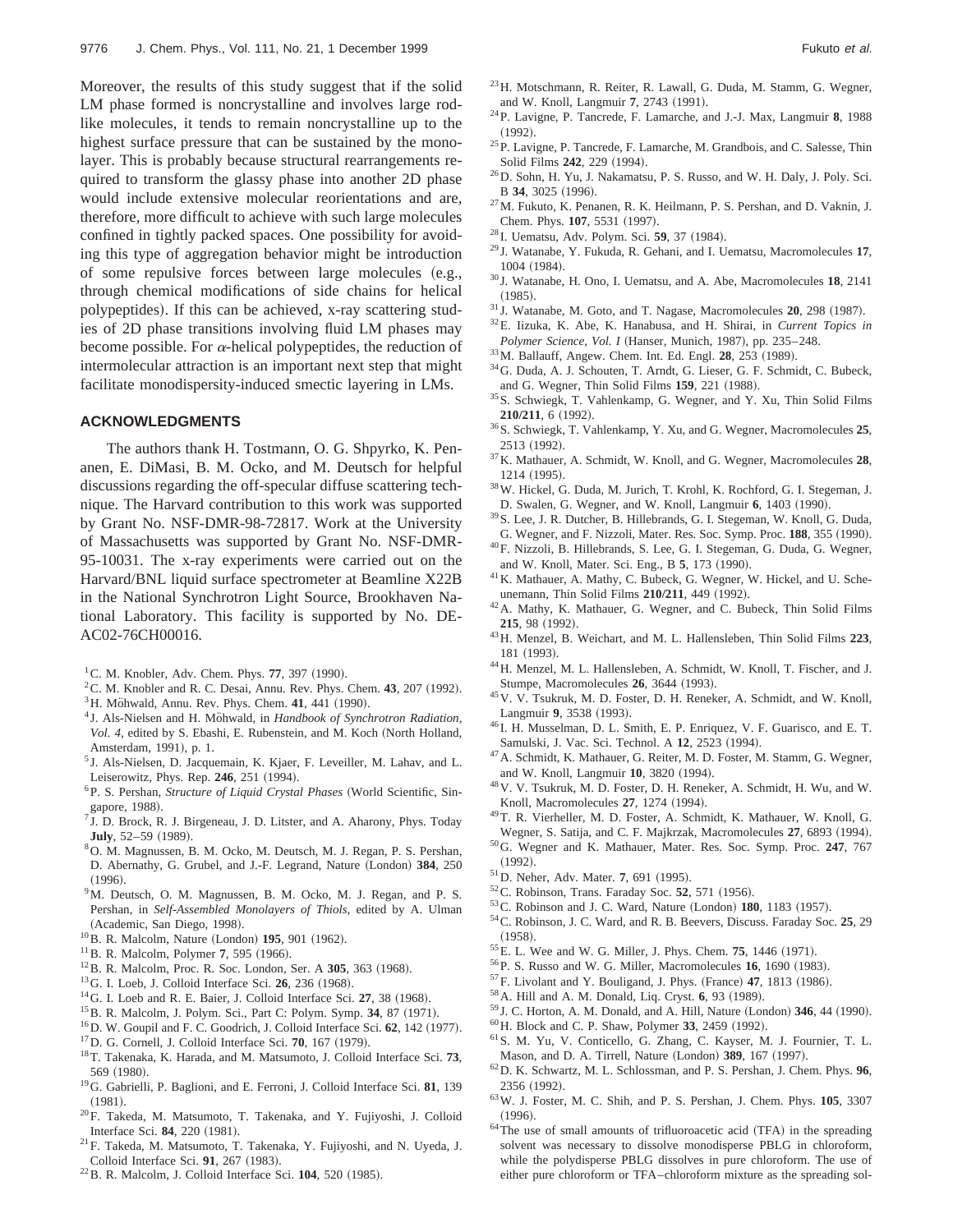Moreover, the results of this study suggest that if the solid LM phase formed is noncrystalline and involves large rod-like molecules, it tends to remain noncrystalline up to the highest surface pressure that can be sustained by the monolayer. This is probably because structural rearrangements required to transform the glassy phase into another 2D phase would include extensive molecular reorientations and are, therefore, more difficult to achieve with such large molecules confined in tightly packed spaces. One possibility for avoiding this type of aggregation behavior might be introduction of some repulsive forces between large molecules (e.g., through chemical modifications of side chains for helical polypeptides). If this can be achieved, x-ray scattering studies of 2D phase transitions involving fluid LM phases may become possible. For $\alpha$-helical polypeptides, the reduction of intermolecular attraction is an important next step that might facilitate monodispersity-induced smectic layering in LMs.

## ACKNOWLEDGMENTS

The authors thank H. Tostmann, O. G. Shpyrko, K. Penanen, E. DiMasi, B. M. Ocko, and M. Deutsch for helpful discussions regarding the off-specular diffuse scattering technique. The Harvard contribution to this work was supported by Grant No. NSF-DMR-98-72817. Work at the University of Massachusetts was supported by Grant No. NSF-DMR-95-10031. The x-ray experiments were carried out on the Harvard/BNL liquid surface spectrometer at Beamline X22B in the National Synchrotron Light Source, Brookhaven National Laboratory. This facility is supported by No. DE-AC02-76CH00016.

[1] C. M. Knobler, Adv. Chem. Phys. **77**, 397 (1990).
[2] C. M. Knobler and R. C. Desai, Annu. Rev. Phys. Chem. **43**, 207 (1992).
[3] H. Möhwald, Annu. Rev. Phys. Chem. **41**, 441 (1990).
[4] J. Als-Nielsen and H. Möhwald, in *Handbook of Synchrotron Radiation, Vol. 4*, edited by S. Ebashi, E. Rubenstein, and M. Koch (North Holland, Amsterdam, 1991), p. 1.
[5] J. Als-Nielsen, D. Jacquemain, K. Kjaer, F. Leveiller, M. Lahav, and L. Leiserowitz, Phys. Rep. **246**, 251 (1994).
[6] P. S. Pershan, *Structure of Liquid Crystal Phases* (World Scientific, Singapore, 1988).
[7] J. D. Brock, R. J. Birgeneau, J. D. Litster, and A. Aharony, Phys. Today **July**, 52–59 (1989).
[8] O. M. Magnussen, B. M. Ocko, M. Deutsch, M. J. Regan, P. S. Pershan, D. Abernathy, G. Grubel, and J.-F. Legrand, Nature (London) **384**, 250 (1996).
[9] M. Deutsch, O. M. Magnussen, B. M. Ocko, M. J. Regan, and P. S. Pershan, in *Self-Assembled Monolayers of Thiols*, edited by A. Ulman (Academic, San Diego, 1998).
[10] B. R. Malcolm, Nature (London) **195**, 901 (1962).
[11] B. R. Malcolm, Polymer **7**, 595 (1966).
[12] B. R. Malcolm, Proc. R. Soc. London, Ser. A **305**, 363 (1968).
[13] G. I. Loeb, J. Colloid Interface Sci. **26**, 236 (1968).
[14] G. I. Loeb and R. E. Baier, J. Colloid Interface Sci. **27**, 38 (1968).
[15] B. R. Malcolm, J. Polym. Sci., Part C: Polym. Symp. **34**, 87 (1971).
[16] D. W. Goupil and F. C. Goodrich, J. Colloid Interface Sci. **62**, 142 (1977).
[17] D. G. Cornell, J. Colloid Interface Sci. **70**, 167 (1979).
[18] T. Takenaka, K. Harada, and M. Matsumoto, J. Colloid Interface Sci. **73**, 569 (1980).
[19] G. Gabrielli, P. Baglioni, and E. Ferroni, J. Colloid Interface Sci. **81**, 139 (1981).
[20] F. Takeda, M. Matsumoto, T. Takenaka, and Y. Fujiyoshi, J. Colloid Interface Sci. **84**, 220 (1981).
[21] F. Takeda, M. Matsumoto, T. Takenaka, Y. Fujiyoshi, and N. Uyeda, J. Colloid Interface Sci. **91**, 267 (1983).
[22] B. R. Malcolm, J. Colloid Interface Sci. **104**, 520 (1985).
[23] H. Motschmann, R. Reiter, R. Lawall, G. Duda, M. Stamm, G. Wegner, and W. Knoll, Langmuir **7**, 2743 (1991).
[24] P. Lavigne, P. Tancrede, F. Lamarche, and J.-J. Max, Langmuir **8**, 1988 (1992).
[25] P. Lavigne, P. Tancrede, F. Lamarche, M. Grandbois, and C. Salesse, Thin Solid Films **242**, 229 (1994).
[26] D. Sohn, H. Yu, J. Nakamatsu, P. S. Russo, and W. H. Daly, J. Poly. Sci. B **34**, 3025 (1996).
[27] M. Fukuto, K. Penanen, R. K. Heilmann, P. S. Pershan, and D. Vaknin, J. Chem. Phys. **107**, 5531 (1997).
[28] I. Uematsu, Adv. Polym. Sci. **59**, 37 (1984).
[29] J. Watanabe, Y. Fukuda, R. Gehani, and I. Uematsu, Macromolecules **17**, 1004 (1984).
[30] J. Watanabe, H. Ono, I. Uematsu, and A. Abe, Macromolecules **18**, 2141 (1985).
[31] J. Watanabe, M. Goto, and T. Nagase, Macromolecules **20**, 298 (1987).
[32] E. Iizuka, K. Abe, K. Hanabusa, and H. Shirai, in *Current Topics in Polymer Science, Vol. I* (Hanser, Munich, 1987), pp. 235–248.
[33] M. Ballauff, Angew. Chem. Int. Ed. Engl. **28**, 253 (1989).
[34] G. Duda, A. J. Schouten, T. Arndt, G. Lieser, G. F. Schmidt, C. Bubeck, and G. Wegner, Thin Solid Films **159**, 221 (1988).
[35] S. Schwiegk, T. Vahlenkamp, G. Wegner, and Y. Xu, Thin Solid Films **210/211**, 6 (1992).
[36] S. Schwiegk, T. Vahlenkamp, Y. Xu, and G. Wegner, Macromolecules **25**, 2513 (1992).
[37] K. Mathauer, A. Schmidt, W. Knoll, and G. Wegner, Macromolecules **28**, 1214 (1995).
[38] W. Hickel, G. Duda, M. Jurich, T. Krohl, K. Rochford, G. I. Stegeman, J. D. Swalen, G. Wegner, and W. Knoll, Langmuir **6**, 1403 (1990).
[39] S. Lee, J. R. Dutcher, B. Hillebrands, G. I. Stegeman, W. Knoll, G. Duda, G. Wegner, and F. Nizzoli, Mater. Res. Soc. Symp. Proc. **188**, 355 (1990).
[40] F. Nizzoli, B. Hillebrands, S. Lee, G. I. Stegeman, G. Duda, G. Wegner, and W. Knoll, Mater. Sci. Eng., B **5**, 173 (1990).
[41] K. Mathauer, A. Mathy, C. Bubeck, G. Wegner, W. Hickel, and U. Scheunemann, Thin Solid Films **210/211**, 449 (1992).
[42] A. Mathy, K. Mathauer, G. Wegner, and C. Bubeck, Thin Solid Films **215**, 98 (1992).
[43] H. Menzel, B. Weichart, and M. L. Hallensleben, Thin Solid Films **223**, 181 (1993).
[44] H. Menzel, M. L. Hallensleben, A. Schmidt, W. Knoll, T. Fischer, and J. Stumpe, Macromolecules **26**, 3644 (1993).
[45] V. V. Tsukruk, M. D. Foster, D. H. Reneker, A. Schmidt, and W. Knoll, Langmuir **9**, 3538 (1993).
[46] I. H. Musselman, D. L. Smith, E. P. Enriquez, V. F. Guarisco, and E. T. Samulski, J. Vac. Sci. Technol. A **12**, 2523 (1994).
[47] A. Schmidt, K. Mathauer, G. Reiter, M. D. Foster, M. Stamm, G. Wegner, and W. Knoll, Langmuir **10**, 3820 (1994).
[48] V. V. Tsukruk, M. D. Foster, D. H. Reneker, A. Schmidt, H. Wu, and W. Knoll, Macromolecules **27**, 1274 (1994).
[49] T. R. Vierheller, M. D. Foster, A. Schmidt, K. Mathauer, W. Knoll, G. Wegner, S. Satija, and C. F. Majkrzak, Macromolecules **27**, 6893 (1994).
[50] G. Wegner and K. Mathauer, Mater. Res. Soc. Symp. Proc. **247**, 767 (1992).
[51] D. Neher, Adv. Mater. **7**, 691 (1995).
[52] C. Robinson, Trans. Faraday Soc. **52**, 571 (1956).
[53] C. Robinson and J. C. Ward, Nature (London) **180**, 1183 (1957).
[54] C. Robinson, J. C. Ward, and R. B. Beevers, Discuss. Faraday Soc. **25**, 29 (1958).
[55] E. L. Wee and W. G. Miller, J. Phys. Chem. **75**, 1446 (1971).
[56] P. S. Russo and W. G. Miller, Macromolecules **16**, 1690 (1983).
[57] F. Livolant and Y. Bouligand, J. Phys. (France) **47**, 1813 (1986).
[58] A. Hill and A. M. Donald, Liq. Cryst. **6**, 93 (1989).
[59] J. C. Horton, A. M. Donald, and A. Hill, Nature (London) **346**, 44 (1990).
[60] H. Block and C. P. Shaw, Polymer **33**, 2459 (1992).
[61] S. M. Yu, V. Conticello, G. Zhang, C. Kayser, M. J. Fournier, T. L. Mason, and D. A. Tirrell, Nature (London) **389**, 167 (1997).
[62] D. K. Schwartz, M. L. Schlossman, and P. S. Pershan, J. Chem. Phys. **96**, 2356 (1992).
[63] W. J. Foster, M. C. Shih, and P. S. Pershan, J. Chem. Phys. **105**, 3307 (1996).
[64] The use of small amounts of trifluoroacetic acid (TFA) in the spreading solvent was necessary to dissolve monodisperse PBLG in chloroform, while the polydisperse PBLG dissolves in pure chloroform. The use of either pure chloroform or TFA–chloroform mixture as the spreading sol-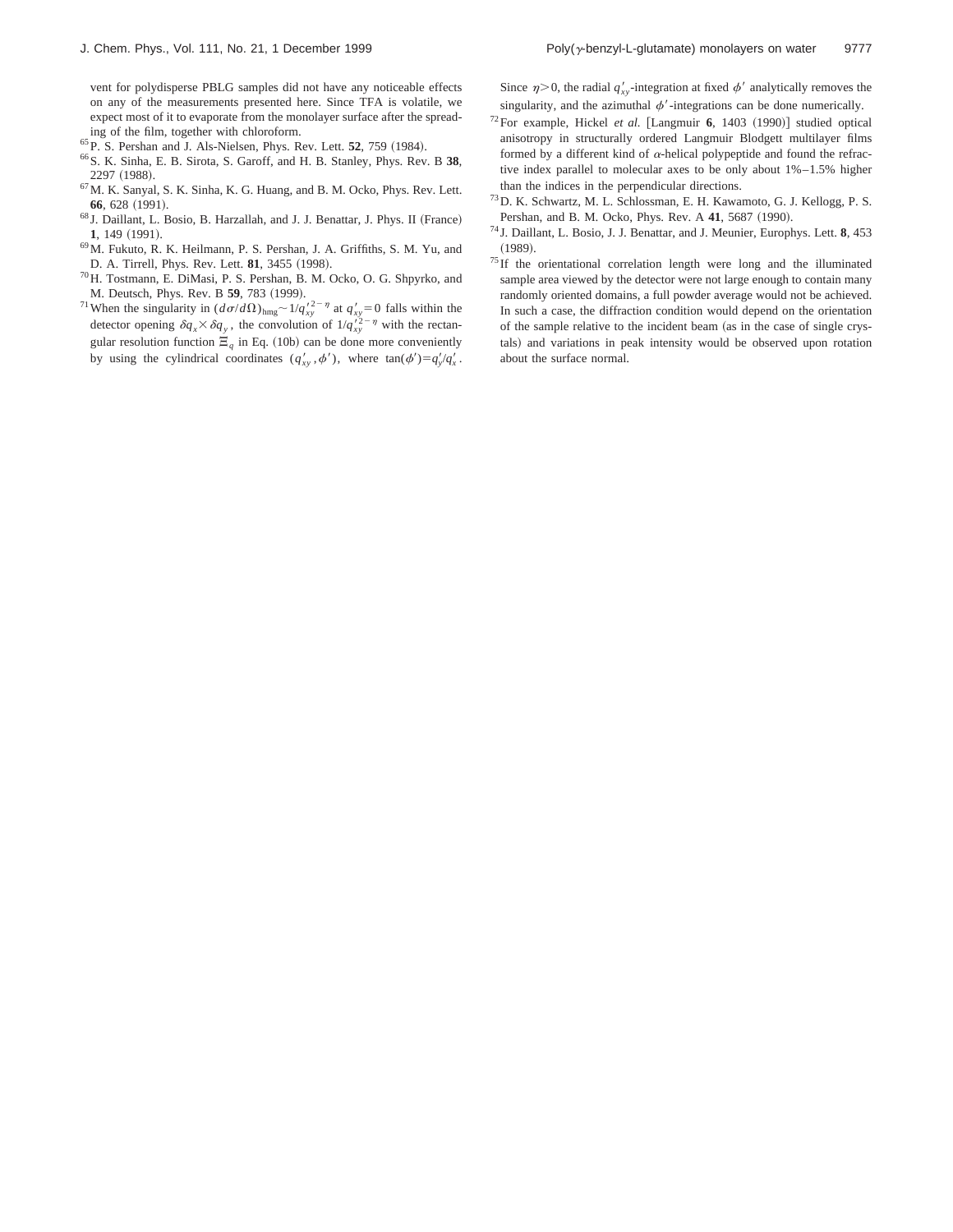vent for polydisperse PBLG samples did not have any noticeable effects on any of the measurements presented here. Since TFA is volatile, we expect most of it to evaporate from the monolayer surface after the spreading of the film, together with chloroform.

[65] P. S. Pershan and J. Als-Nielsen, Phys. Rev. Lett. **52**, 759 (1984).

[66] S. K. Sinha, E. B. Sirota, S. Garoff, and H. B. Stanley, Phys. Rev. B **38**, 2297 (1988).

[67] M. K. Sanyal, S. K. Sinha, K. G. Huang, and B. M. Ocko, Phys. Rev. Lett. **66**, 628 (1991).

[68] J. Daillant, L. Bosio, B. Harzallah, and J. J. Benattar, J. Phys. II (France) **1**, 149 (1991).

[69] M. Fukuto, R. K. Heilmann, P. S. Pershan, J. A. Griffiths, S. M. Yu, and D. A. Tirrell, Phys. Rev. Lett. **81**, 3455 (1998).

[70] H. Tostmann, E. DiMasi, P. S. Pershan, B. M. Ocko, O. G. Shpyrko, and M. Deutsch, Phys. Rev. B **59**, 783 (1999).

[71] When the singularity in $(d\sigma/d\Omega)_{\text{hmg}} \sim 1/q_{xy}'^{2-\eta}$ at $q_{xy}'=0$ falls within the detector opening $\delta q_x \times \delta q_y$, the convolution of $1/q_{xy}'^{2-\eta}$ with the rectangular resolution function $\Xi_q$ in Eq. (10b) can be done more conveniently by using the cylindrical coordinates $(q_{xy}', \phi')$, where $\tan(\phi')=q_y'/q_x'$. Since $\eta>0$, the radial $q_{xy}'$-integration at fixed $\phi'$ analytically removes the singularity, and the azimuthal $\phi'$-integrations can be done numerically.

[72] For example, Hickel *et al.* [Langmuir **6**, 1403 (1990)] studied optical anisotropy in structurally ordered Langmuir Blodgett multilayer films formed by a different kind of $\alpha$-helical polypeptide and found the refractive index parallel to molecular axes to be only about 1%–1.5% higher than the indices in the perpendicular directions.

[73] D. K. Schwartz, M. L. Schlossman, E. H. Kawamoto, G. J. Kellogg, P. S. Pershan, and B. M. Ocko, Phys. Rev. A **41**, 5687 (1990).

[74] J. Daillant, L. Bosio, J. J. Benattar, and J. Meunier, Europhys. Lett. **8**, 453 (1989).

[75] If the orientational correlation length were long and the illuminated sample area viewed by the detector were not large enough to contain many randomly oriented domains, a full powder average would not be achieved. In such a case, the diffraction condition would depend on the orientation of the sample relative to the incident beam (as in the case of single crystals) and variations in peak intensity would be observed upon rotation about the surface normal.